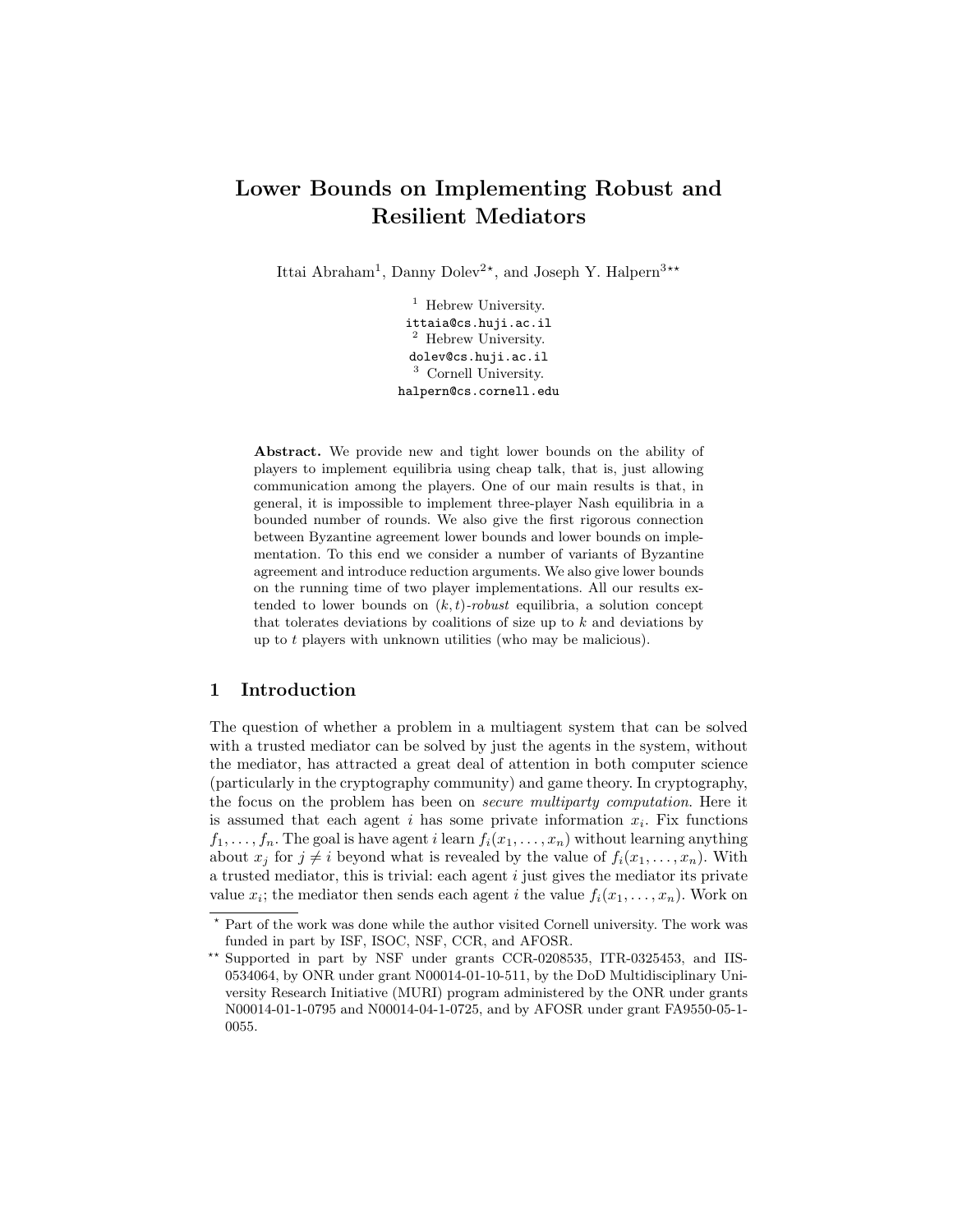# Lower Bounds on Implementing Robust and Resilient Mediators

Ittai Abraham[1], Danny Dolev[2*], and Joseph Y. Halpern[3**]

[1] Hebrew University.
ittaia@cs.huji.ac.il
[2] Hebrew University.
dolev@cs.huji.ac.il
[3] Cornell University.
halpern@cs.cornell.edu

**Abstract.** We provide new and tight lower bounds on the ability of players to implement equilibria using cheap talk, that is, just allowing communication among the players. One of our main results is that, in general, it is impossible to implement three-player Nash equilibria in a bounded number of rounds. We also give the first rigorous connection between Byzantine agreement lower bounds and lower bounds on implementation. To this end we consider a number of variants of Byzantine agreement and introduce reduction arguments. We also give lower bounds on the running time of two player implementations. All our results extended to lower bounds on $(k, t)$-*robust* equilibria, a solution concept that tolerates deviations by coalitions of size up to $k$ and deviations by up to $t$ players with unknown utilities (who may be malicious).

## 1 Introduction

The question of whether a problem in a multiagent system that can be solved with a trusted mediator can be solved by just the agents in the system, without the mediator, has attracted a great deal of attention in both computer science (particularly in the cryptography community) and game theory. In cryptography, the focus on the problem has been on *secure multiparty computation*. Here it is assumed that each agent $i$ has some private information $x_i$. Fix functions $f_1, \ldots, f_n$. The goal is have agent $i$ learn $f_i(x_1, \ldots, x_n)$ without learning anything about $x_j$ for $j \neq i$ beyond what is revealed by the value of $f_i(x_1, \ldots, x_n)$. With a trusted mediator, this is trivial: each agent $i$ just gives the mediator its private value $x_i$; the mediator then sends each agent $i$ the value $f_i(x_1, \ldots, x_n)$. Work on

* Part of the work was done while the author visited Cornell university. The work was funded in part by ISF, ISOC, NSF, CCR, and AFOSR.

** Supported in part by NSF under grants CCR-0208535, ITR-0325453, and IIS-0534064, by ONR under grant N00014-01-10-511, by the DoD Multidisciplinary University Research Initiative (MURI) program administered by the ONR under grants N00014-01-1-0795 and N00014-04-1-0725, and by AFOSR under grant FA9550-05-1-0055.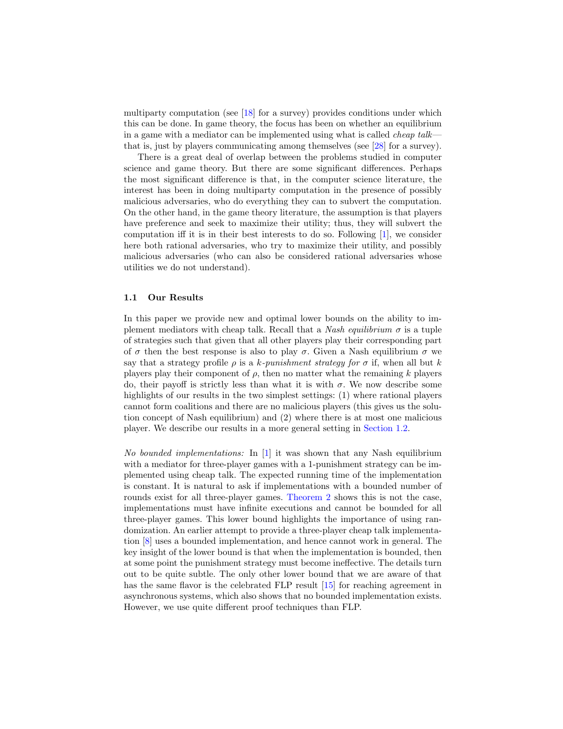multiparty computation (see [18] for a survey) provides conditions under which this can be done. In game theory, the focus has been on whether an equilibrium in a game with a mediator can be implemented using what is called *cheap talk*—that is, just by players communicating among themselves (see [28] for a survey).

There is a great deal of overlap between the problems studied in computer science and game theory. But there are some significant differences. Perhaps the most significant difference is that, in the computer science literature, the interest has been in doing multiparty computation in the presence of possibly malicious adversaries, who do everything they can to subvert the computation. On the other hand, in the game theory literature, the assumption is that players have preference and seek to maximize their utility; thus, they will subvert the computation iff it is in their best interests to do so. Following [1], we consider here both rational adversaries, who try to maximize their utility, and possibly malicious adversaries (who can also be considered rational adversaries whose utilities we do not understand).

### 1.1 Our Results

In this paper we provide new and optimal lower bounds on the ability to implement mediators with cheap talk. Recall that a *Nash equilibrium* $\sigma$ is a tuple of strategies such that given that all other players play their corresponding part of $\sigma$ then the best response is also to play $\sigma$. Given a Nash equilibrium $\sigma$ we say that a strategy profile $\rho$ is a *k-punishment strategy for* $\sigma$ if, when all but $k$ players play their component of $\rho$, then no matter what the remaining $k$ players do, their payoff is strictly less than what it is with $\sigma$. We now describe some highlights of our results in the two simplest settings: (1) where rational players cannot form coalitions and there are no malicious players (this gives us the solution concept of Nash equilibrium) and (2) where there is at most one malicious player. We describe our results in a more general setting in Section 1.2.

*No bounded implementations:* In [1] it was shown that any Nash equilibrium with a mediator for three-player games with a 1-punishment strategy can be implemented using cheap talk. The expected running time of the implementation is constant. It is natural to ask if implementations with a bounded number of rounds exist for all three-player games. Theorem 2 shows this is not the case, implementations must have infinite executions and cannot be bounded for all three-player games. This lower bound highlights the importance of using randomization. An earlier attempt to provide a three-player cheap talk implementation [8] uses a bounded implementation, and hence cannot work in general. The key insight of the lower bound is that when the implementation is bounded, then at some point the punishment strategy must become ineffective. The details turn out to be quite subtle. The only other lower bound that we are aware of that has the same flavor is the celebrated FLP result [15] for reaching agreement in asynchronous systems, which also shows that no bounded implementation exists. However, we use quite different proof techniques than FLP.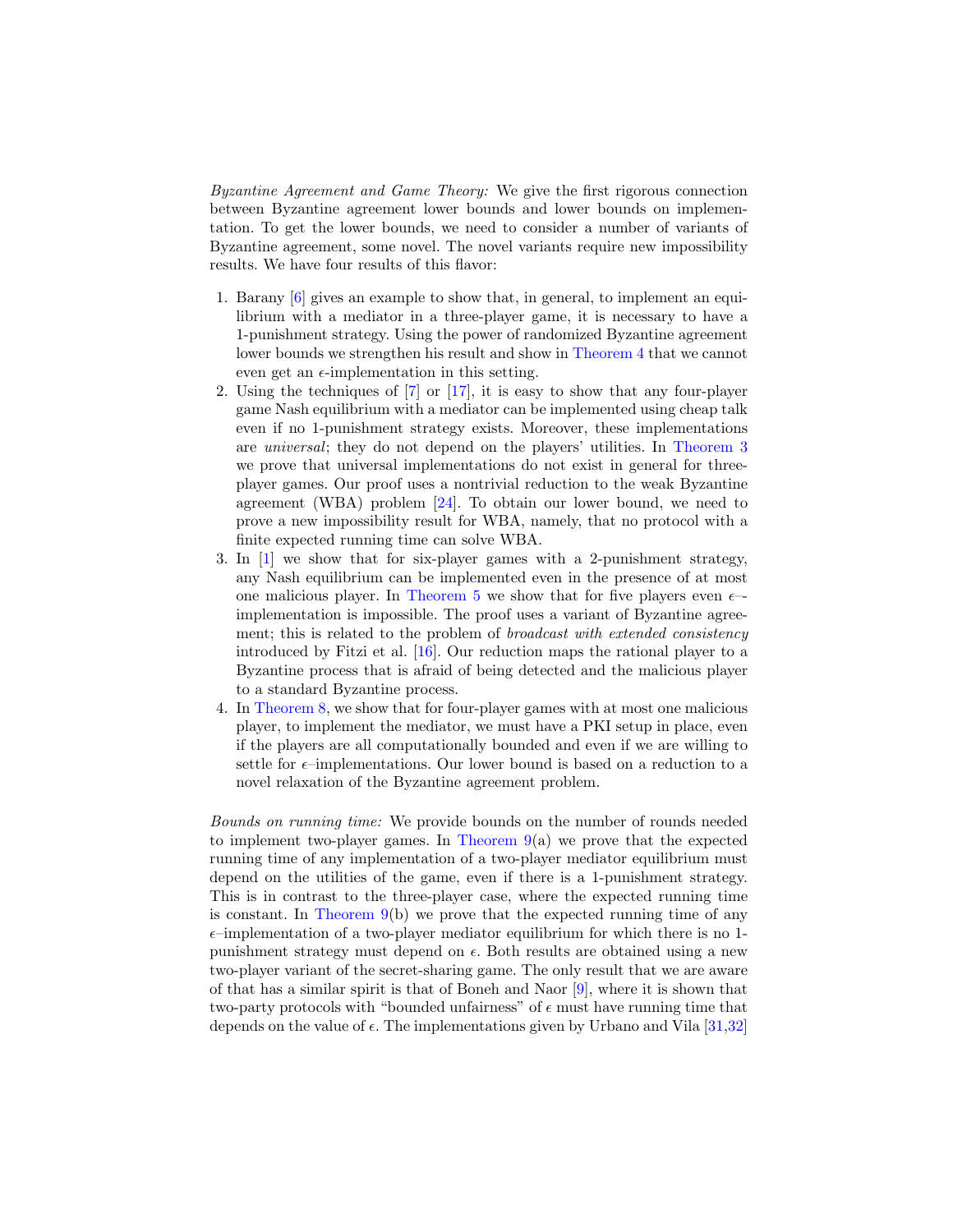*Byzantine Agreement and Game Theory:* We give the first rigorous connection between Byzantine agreement lower bounds and lower bounds on implementation. To get the lower bounds, we need to consider a number of variants of Byzantine agreement, some novel. The novel variants require new impossibility results. We have four results of this flavor:

1. Barany [6] gives an example to show that, in general, to implement an equilibrium with a mediator in a three-player game, it is necessary to have a 1-punishment strategy. Using the power of randomized Byzantine agreement lower bounds we strengthen his result and show in Theorem 4 that we cannot even get an $\epsilon$-implementation in this setting.
2. Using the techniques of [7] or [17], it is easy to show that any four-player game Nash equilibrium with a mediator can be implemented using cheap talk even if no 1-punishment strategy exists. Moreover, these implementations are *universal*; they do not depend on the players' utilities. In Theorem 3 we prove that universal implementations do not exist in general for three-player games. Our proof uses a nontrivial reduction to the weak Byzantine agreement (WBA) problem [24]. To obtain our lower bound, we need to prove a new impossibility result for WBA, namely, that no protocol with a finite expected running time can solve WBA.
3. In [1] we show that for six-player games with a 2-punishment strategy, any Nash equilibrium can be implemented even in the presence of at most one malicious player. In Theorem 5 we show that for five players even $\epsilon$–-implementation is impossible. The proof uses a variant of Byzantine agreement; this is related to the problem of *broadcast with extended consistency* introduced by Fitzi et al. [16]. Our reduction maps the rational player to a Byzantine process that is afraid of being detected and the malicious player to a standard Byzantine process.
4. In Theorem 8, we show that for four-player games with at most one malicious player, to implement the mediator, we must have a PKI setup in place, even if the players are all computationally bounded and even if we are willing to settle for $\epsilon$–implementations. Our lower bound is based on a reduction to a novel relaxation of the Byzantine agreement problem.

*Bounds on running time:* We provide bounds on the number of rounds needed to implement two-player games. In Theorem 9(a) we prove that the expected running time of any implementation of a two-player mediator equilibrium must depend on the utilities of the game, even if there is a 1-punishment strategy. This is in contrast to the three-player case, where the expected running time is constant. In Theorem 9(b) we prove that the expected running time of any $\epsilon$–implementation of a two-player mediator equilibrium for which there is no 1-punishment strategy must depend on $\epsilon$. Both results are obtained using a new two-player variant of the secret-sharing game. The only result that we are aware of that has a similar spirit is that of Boneh and Naor [9], where it is shown that two-party protocols with "bounded unfairness" of $\epsilon$ must have running time that depends on the value of $\epsilon$. The implementations given by Urbano and Vila [31,32]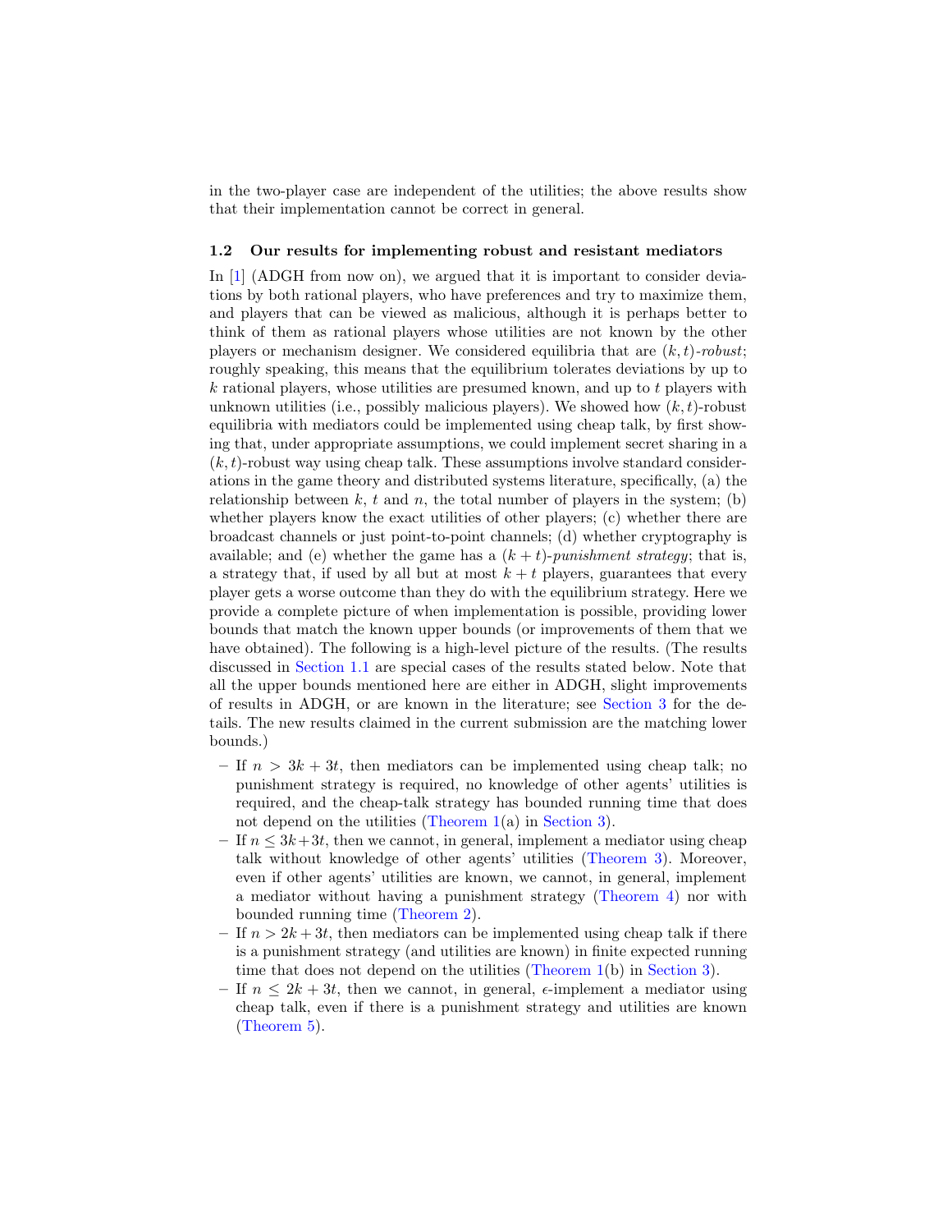in the two-player case are independent of the utilities; the above results show that their implementation cannot be correct in general.

### 1.2 Our results for implementing robust and resistant mediators

In [1] (ADGH from now on), we argued that it is important to consider deviations by both rational players, who have preferences and try to maximize them, and players that can be viewed as malicious, although it is perhaps better to think of them as rational players whose utilities are not known by the other players or mechanism designer. We considered equilibria that are $(k, t)$*-robust*; roughly speaking, this means that the equilibrium tolerates deviations by up to $k$ rational players, whose utilities are presumed known, and up to $t$ players with unknown utilities (i.e., possibly malicious players). We showed how $(k, t)$-robust equilibria with mediators could be implemented using cheap talk, by first showing that, under appropriate assumptions, we could implement secret sharing in a $(k, t)$-robust way using cheap talk. These assumptions involve standard considerations in the game theory and distributed systems literature, specifically, (a) the relationship between $k$, $t$ and $n$, the total number of players in the system; (b) whether players know the exact utilities of other players; (c) whether there are broadcast channels or just point-to-point channels; (d) whether cryptography is available; and (e) whether the game has a $(k + t)$*-punishment strategy*; that is, a strategy that, if used by all but at most $k + t$ players, guarantees that every player gets a worse outcome than they do with the equilibrium strategy. Here we provide a complete picture of when implementation is possible, providing lower bounds that match the known upper bounds (or improvements of them that we have obtained). The following is a high-level picture of the results. (The results discussed in Section 1.1 are special cases of the results stated below. Note that all the upper bounds mentioned here are either in ADGH, slight improvements of results in ADGH, or are known in the literature; see Section 3 for the details. The new results claimed in the current submission are the matching lower bounds.)

- If $n > 3k + 3t$, then mediators can be implemented using cheap talk; no punishment strategy is required, no knowledge of other agents' utilities is required, and the cheap-talk strategy has bounded running time that does not depend on the utilities (Theorem 1(a) in Section 3).
- If $n \leq 3k+3t$, then we cannot, in general, implement a mediator using cheap talk without knowledge of other agents' utilities (Theorem 3). Moreover, even if other agents' utilities are known, we cannot, in general, implement a mediator without having a punishment strategy (Theorem 4) nor with bounded running time (Theorem 2).
- If $n > 2k + 3t$, then mediators can be implemented using cheap talk if there is a punishment strategy (and utilities are known) in finite expected running time that does not depend on the utilities (Theorem 1(b) in Section 3).
- If $n \leq 2k + 3t$, then we cannot, in general, $\epsilon$-implement a mediator using cheap talk, even if there is a punishment strategy and utilities are known (Theorem 5).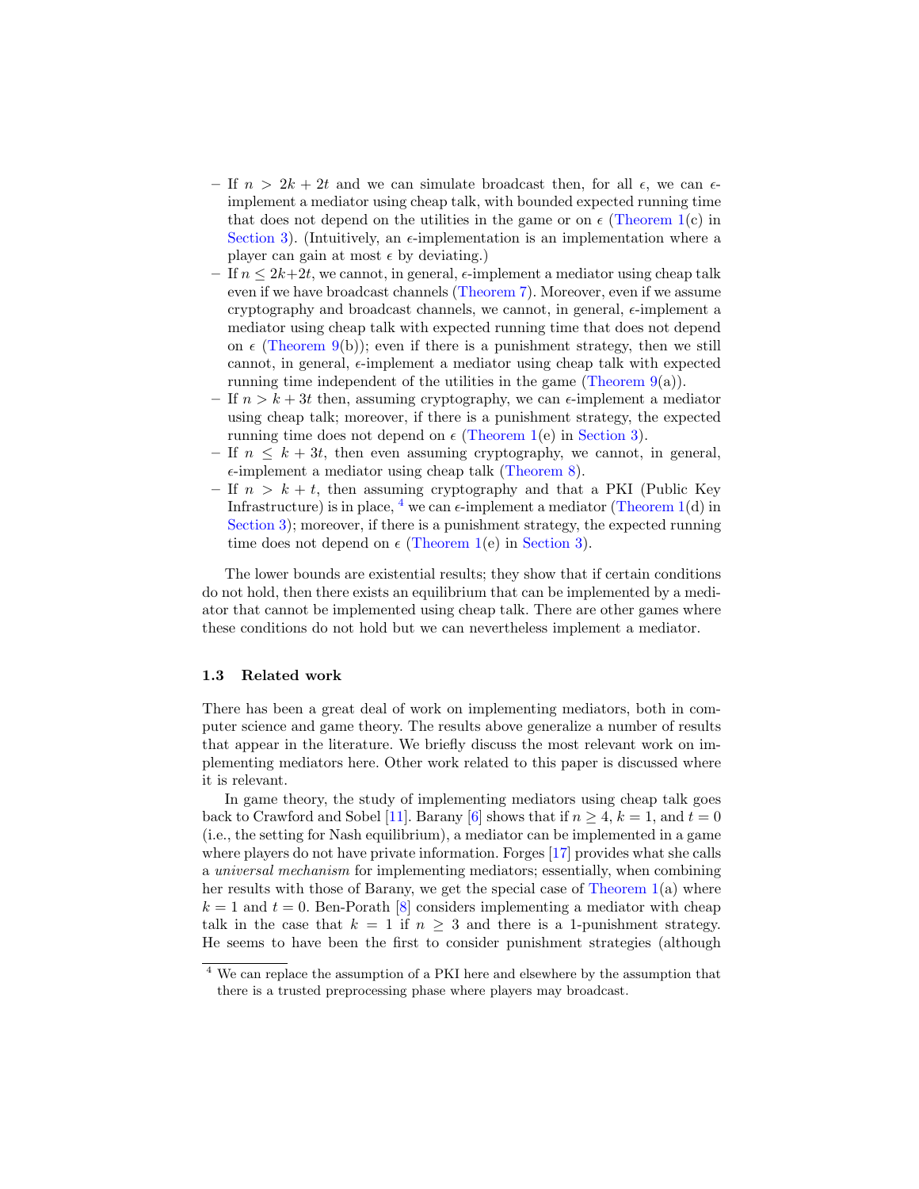- If $n > 2k + 2t$ and we can simulate broadcast then, for all $\epsilon$, we can $\epsilon$-implement a mediator using cheap talk, with bounded expected running time that does not depend on the utilities in the game or on $\epsilon$ (Theorem 1(c) in Section 3). (Intuitively, an $\epsilon$-implementation is an implementation where a player can gain at most $\epsilon$ by deviating.)
- If $n \leq 2k+2t$, we cannot, in general, $\epsilon$-implement a mediator using cheap talk even if we have broadcast channels (Theorem 7). Moreover, even if we assume cryptography and broadcast channels, we cannot, in general, $\epsilon$-implement a mediator using cheap talk with expected running time that does not depend on $\epsilon$ (Theorem 9(b)); even if there is a punishment strategy, then we still cannot, in general, $\epsilon$-implement a mediator using cheap talk with expected running time independent of the utilities in the game (Theorem 9(a)).
- If $n > k + 3t$ then, assuming cryptography, we can $\epsilon$-implement a mediator using cheap talk; moreover, if there is a punishment strategy, the expected running time does not depend on $\epsilon$ (Theorem 1(e) in Section 3).
- If $n \leq k + 3t$, then even assuming cryptography, we cannot, in general, $\epsilon$-implement a mediator using cheap talk (Theorem 8).
- If $n > k + t$, then assuming cryptography and that a PKI (Public Key Infrastructure) is in place, [4] we can $\epsilon$-implement a mediator (Theorem 1(d) in Section 3); moreover, if there is a punishment strategy, the expected running time does not depend on $\epsilon$ (Theorem 1(e) in Section 3).

The lower bounds are existential results; they show that if certain conditions do not hold, then there exists an equilibrium that can be implemented by a mediator that cannot be implemented using cheap talk. There are other games where these conditions do not hold but we can nevertheless implement a mediator.

### 1.3 Related work

There has been a great deal of work on implementing mediators, both in computer science and game theory. The results above generalize a number of results that appear in the literature. We briefly discuss the most relevant work on implementing mediators here. Other work related to this paper is discussed where it is relevant.

In game theory, the study of implementing mediators using cheap talk goes back to Crawford and Sobel [11]. Barany [6] shows that if $n \geq 4$, $k = 1$, and $t = 0$ (i.e., the setting for Nash equilibrium), a mediator can be implemented in a game where players do not have private information. Forges [17] provides what she calls a *universal mechanism* for implementing mediators; essentially, when combining her results with those of Barany, we get the special case of Theorem 1(a) where $k = 1$ and $t = 0$. Ben-Porath [8] considers implementing a mediator with cheap talk in the case that $k = 1$ if $n \geq 3$ and there is a 1-punishment strategy. He seems to have been the first to consider punishment strategies (although

[4] We can replace the assumption of a PKI here and elsewhere by the assumption that there is a trusted preprocessing phase where players may broadcast.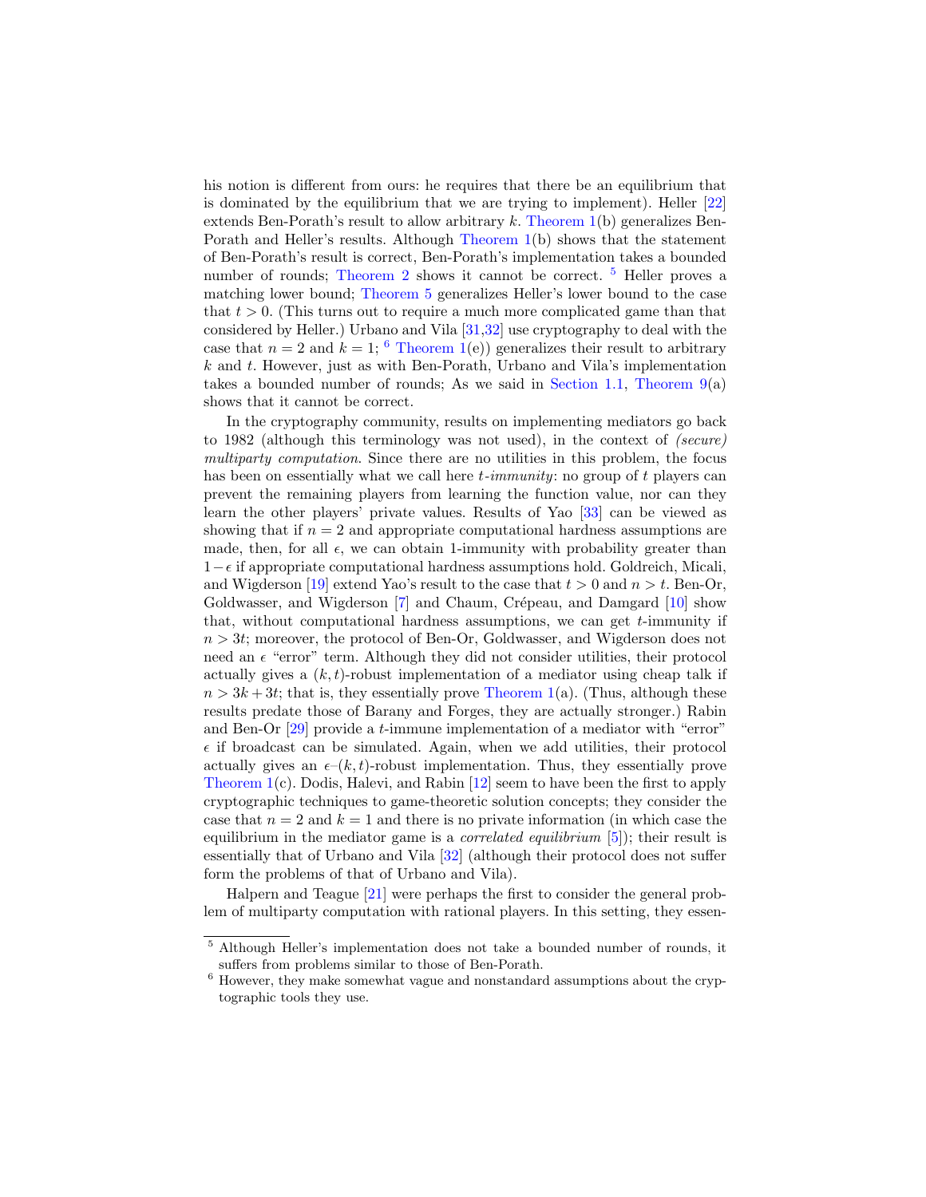his notion is different from ours: he requires that there be an equilibrium that is dominated by the equilibrium that we are trying to implement). Heller [22] extends Ben-Porath's result to allow arbitrary $k$. Theorem 1(b) generalizes Ben-Porath and Heller's results. Although Theorem 1(b) shows that the statement of Ben-Porath's result is correct, Ben-Porath's implementation takes a bounded number of rounds; Theorem 2 shows it cannot be correct. [5] Heller proves a matching lower bound; Theorem 5 generalizes Heller's lower bound to the case that $t > 0$. (This turns out to require a much more complicated game than that considered by Heller.) Urbano and Vila [31,32] use cryptography to deal with the case that $n = 2$ and $k = 1$; [6] Theorem 1(e)) generalizes their result to arbitrary $k$ and $t$. However, just as with Ben-Porath, Urbano and Vila's implementation takes a bounded number of rounds; As we said in Section 1.1, Theorem 9(a) shows that it cannot be correct.

In the cryptography community, results on implementing mediators go back to 1982 (although this terminology was not used), in the context of *(secure) multiparty computation*. Since there are no utilities in this problem, the focus has been on essentially what we call here *$t$-immunity*: no group of $t$ players can prevent the remaining players from learning the function value, nor can they learn the other players' private values. Results of Yao [33] can be viewed as showing that if $n = 2$ and appropriate computational hardness assumptions are made, then, for all $\epsilon$, we can obtain 1-immunity with probability greater than $1-\epsilon$ if appropriate computational hardness assumptions hold. Goldreich, Micali, and Wigderson [19] extend Yao's result to the case that $t > 0$ and $n > t$. Ben-Or, Goldwasser, and Wigderson [7] and Chaum, Crépeau, and Damgard [10] show that, without computational hardness assumptions, we can get $t$-immunity if $n > 3t$; moreover, the protocol of Ben-Or, Goldwasser, and Wigderson does not need an $\epsilon$ "error" term. Although they did not consider utilities, their protocol actually gives a $(k, t)$-robust implementation of a mediator using cheap talk if $n > 3k + 3t$; that is, they essentially prove Theorem 1(a). (Thus, although these results predate those of Barany and Forges, they are actually stronger.) Rabin and Ben-Or [29] provide a $t$-immune implementation of a mediator with "error" $\epsilon$ if broadcast can be simulated. Again, when we add utilities, their protocol actually gives an $\epsilon$–$(k, t)$-robust implementation. Thus, they essentially prove Theorem 1(c). Dodis, Halevi, and Rabin [12] seem to have been the first to apply cryptographic techniques to game-theoretic solution concepts; they consider the case that $n = 2$ and $k = 1$ and there is no private information (in which case the equilibrium in the mediator game is a *correlated equilibrium* [5]); their result is essentially that of Urbano and Vila [32] (although their protocol does not suffer form the problems of that of Urbano and Vila).

Halpern and Teague [21] were perhaps the first to consider the general problem of multiparty computation with rational players. In this setting, they essen-

[5] Although Heller's implementation does not take a bounded number of rounds, it suffers from problems similar to those of Ben-Porath.

[6] However, they make somewhat vague and nonstandard assumptions about the cryptographic tools they use.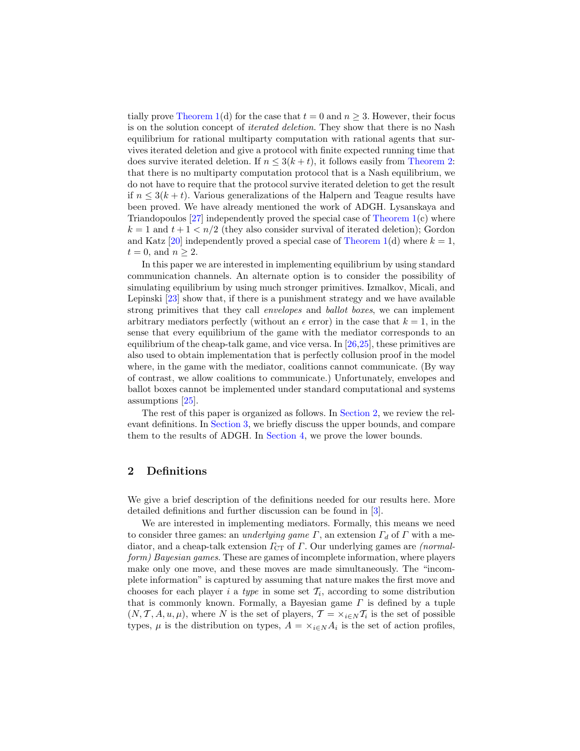tially prove Theorem 1(d) for the case that $t = 0$ and $n \geq 3$. However, their focus is on the solution concept of *iterated deletion*. They show that there is no Nash equilibrium for rational multiparty computation with rational agents that survives iterated deletion and give a protocol with finite expected running time that does survive iterated deletion. If $n \leq 3(k + t)$, it follows easily from Theorem 2: that there is no multiparty computation protocol that is a Nash equilibrium, we do not have to require that the protocol survive iterated deletion to get the result if $n \leq 3(k + t)$. Various generalizations of the Halpern and Teague results have been proved. We have already mentioned the work of ADGH. Lysanskaya and Triandopoulos [27] independently proved the special case of Theorem 1(c) where $k = 1$ and $t + 1 < n/2$ (they also consider survival of iterated deletion); Gordon and Katz [20] independently proved a special case of Theorem 1(d) where $k = 1$, $t = 0$, and $n \geq 2$.

In this paper we are interested in implementing equilibrium by using standard communication channels. An alternate option is to consider the possibility of simulating equilibrium by using much stronger primitives. Izmalkov, Micali, and Lepinski [23] show that, if there is a punishment strategy and we have available strong primitives that they call *envelopes* and *ballot boxes*, we can implement arbitrary mediators perfectly (without an $\epsilon$ error) in the case that $k = 1$, in the sense that every equilibrium of the game with the mediator corresponds to an equilibrium of the cheap-talk game, and vice versa. In [26,25], these primitives are also used to obtain implementation that is perfectly collusion proof in the model where, in the game with the mediator, coalitions cannot communicate. (By way of contrast, we allow coalitions to communicate.) Unfortunately, envelopes and ballot boxes cannot be implemented under standard computational and systems assumptions [25].

The rest of this paper is organized as follows. In Section 2, we review the relevant definitions. In Section 3, we briefly discuss the upper bounds, and compare them to the results of ADGH. In Section 4, we prove the lower bounds.

## 2 Definitions

We give a brief description of the definitions needed for our results here. More detailed definitions and further discussion can be found in [3].

We are interested in implementing mediators. Formally, this means we need to consider three games: an *underlying game* $\Gamma$, an extension $\Gamma_d$ of $\Gamma$ with a mediator, and a cheap-talk extension $\Gamma_{\mathrm{CT}}$ of $\Gamma$. Our underlying games are *(normal-form) Bayesian games*. These are games of incomplete information, where players make only one move, and these moves are made simultaneously. The "incomplete information" is captured by assuming that nature makes the first move and chooses for each player $i$ a *type* in some set $\mathcal{T}_i$, according to some distribution that is commonly known. Formally, a Bayesian game $\Gamma$ is defined by a tuple $(N, \mathcal{T}, A, u, \mu)$, where $N$ is the set of players, $\mathcal{T} = \times_{i \in N} \mathcal{T}_i$ is the set of possible types, $\mu$ is the distribution on types, $A = \times_{i \in N} A_i$ is the set of action profiles,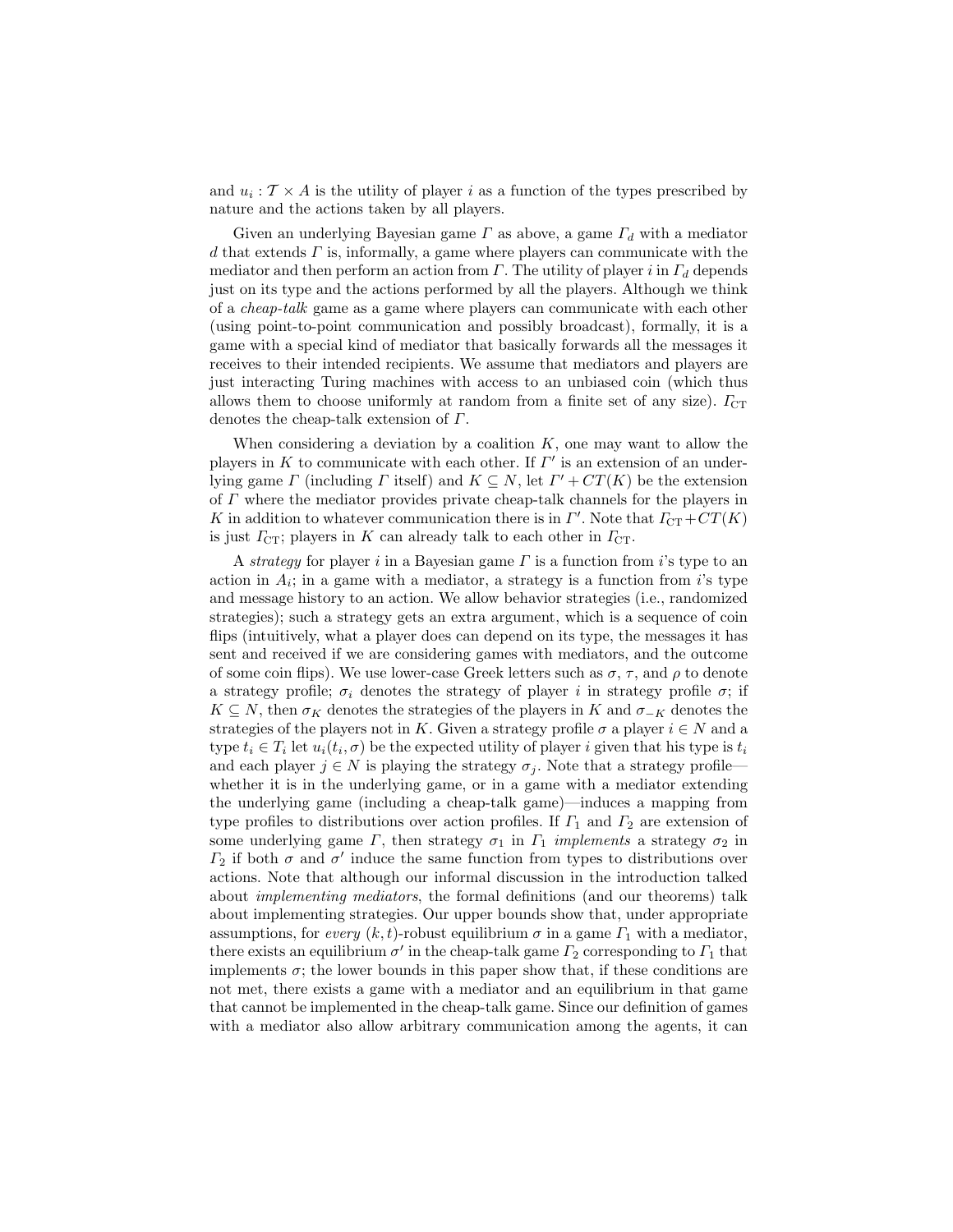and $u_i : \mathcal{T} \times A$ is the utility of player $i$ as a function of the types prescribed by nature and the actions taken by all players.

Given an underlying Bayesian game $\Gamma$ as above, a game $\Gamma_d$ with a mediator $d$ that extends $\Gamma$ is, informally, a game where players can communicate with the mediator and then perform an action from $\Gamma$. The utility of player $i$ in $\Gamma_d$ depends just on its type and the actions performed by all the players. Although we think of a *cheap-talk* game as a game where players can communicate with each other (using point-to-point communication and possibly broadcast), formally, it is a game with a special kind of mediator that basically forwards all the messages it receives to their intended recipients. We assume that mediators and players are just interacting Turing machines with access to an unbiased coin (which thus allows them to choose uniformly at random from a finite set of any size). $\Gamma_{\mathrm{CT}}$ denotes the cheap-talk extension of $\Gamma$.

When considering a deviation by a coalition $K$, one may want to allow the players in $K$ to communicate with each other. If $\Gamma'$ is an extension of an underlying game $\Gamma$ (including $\Gamma$ itself) and $K \subseteq N$, let $\Gamma' + CT(K)$ be the extension of $\Gamma$ where the mediator provides private cheap-talk channels for the players in $K$ in addition to whatever communication there is in $\Gamma'$. Note that $\Gamma_{\mathrm{CT}} + CT(K)$ is just $\Gamma_{\mathrm{CT}}$; players in $K$ can already talk to each other in $\Gamma_{\mathrm{CT}}$.

A *strategy* for player $i$ in a Bayesian game $\Gamma$ is a function from $i$'s type to an action in $A_i$; in a game with a mediator, a strategy is a function from $i$'s type and message history to an action. We allow behavior strategies (i.e., randomized strategies); such a strategy gets an extra argument, which is a sequence of coin flips (intuitively, what a player does can depend on its type, the messages it has sent and received if we are considering games with mediators, and the outcome of some coin flips). We use lower-case Greek letters such as $\sigma$, $\tau$, and $\rho$ to denote a strategy profile; $\sigma_i$ denotes the strategy of player $i$ in strategy profile $\sigma$; if $K \subseteq N$, then $\sigma_K$ denotes the strategies of the players in $K$ and $\sigma_{-K}$ denotes the strategies of the players not in $K$. Given a strategy profile $\sigma$ a player $i \in N$ and a type $t_i \in T_i$ let $u_i(t_i, \sigma)$ be the expected utility of player $i$ given that his type is $t_i$ and each player $j \in N$ is playing the strategy $\sigma_j$. Note that a strategy profile—whether it is in the underlying game, or in a game with a mediator extending the underlying game (including a cheap-talk game)—induces a mapping from type profiles to distributions over action profiles. If $\Gamma_1$ and $\Gamma_2$ are extension of some underlying game $\Gamma$, then strategy $\sigma_1$ in $\Gamma_1$ *implements* a strategy $\sigma_2$ in $\Gamma_2$ if both $\sigma$ and $\sigma'$ induce the same function from types to distributions over actions. Note that although our informal discussion in the introduction talked about *implementing mediators*, the formal definitions (and our theorems) talk about implementing strategies. Our upper bounds show that, under appropriate assumptions, for *every* $(k, t)$-robust equilibrium $\sigma$ in a game $\Gamma_1$ with a mediator, there exists an equilibrium $\sigma'$ in the cheap-talk game $\Gamma_2$ corresponding to $\Gamma_1$ that implements $\sigma$; the lower bounds in this paper show that, if these conditions are not met, there exists a game with a mediator and an equilibrium in that game that cannot be implemented in the cheap-talk game. Since our definition of games with a mediator also allow arbitrary communication among the agents, it can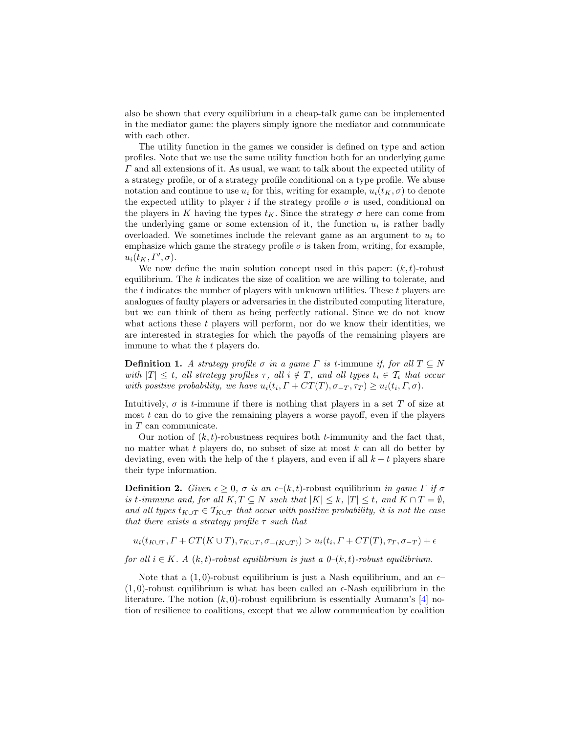also be shown that every equilibrium in a cheap-talk game can be implemented in the mediator game: the players simply ignore the mediator and communicate with each other.

The utility function in the games we consider is defined on type and action profiles. Note that we use the same utility function both for an underlying game $\Gamma$ and all extensions of it. As usual, we want to talk about the expected utility of a strategy profile, or of a strategy profile conditional on a type profile. We abuse notation and continue to use $u_i$ for this, writing for example, $u_i(t_K, \sigma)$ to denote the expected utility to player $i$ if the strategy profile $\sigma$ is used, conditional on the players in $K$ having the types $t_K$. Since the strategy $\sigma$ here can come from the underlying game or some extension of it, the function $u_i$ is rather badly overloaded. We sometimes include the relevant game as an argument to $u_i$ to emphasize which game the strategy profile $\sigma$ is taken from, writing, for example, $u_i(t_K, \Gamma', \sigma)$.

We now define the main solution concept used in this paper: $(k,t)$-robust equilibrium. The $k$ indicates the size of coalition we are willing to tolerate, and the $t$ indicates the number of players with unknown utilities. These $t$ players are analogues of faulty players or adversaries in the distributed computing literature, but we can think of them as being perfectly rational. Since we do not know what actions these $t$ players will perform, nor do we know their identities, we are interested in strategies for which the payoffs of the remaining players are immune to what the $t$ players do.

**Definition 1.** *A strategy profile $\sigma$ in a game $\Gamma$ is* $t$-immune *if, for all $T \subseteq N$ with $|T| \leq t$, all strategy profiles $\tau$, all $i \notin T$, and all types $t_i \in \mathcal{T}_i$ that occur with positive probability, we have $u_i(t_i, \Gamma + CT(T), \sigma_{-T}, \tau_T) \geq u_i(t_i, \Gamma, \sigma)$.*

Intuitively, $\sigma$ is $t$-immune if there is nothing that players in a set $T$ of size at most $t$ can do to give the remaining players a worse payoff, even if the players in $T$ can communicate.

Our notion of $(k,t)$-robustness requires both $t$-immunity and the fact that, no matter what $t$ players do, no subset of size at most $k$ can all do better by deviating, even with the help of the $t$ players, and even if all $k+t$ players share their type information.

**Definition 2.** *Given $\epsilon \geq 0$, $\sigma$ is an $\epsilon$–$(k,t)$-robust equilibrium in game $\Gamma$ if $\sigma$ is $t$-immune and, for all $K, T \subseteq N$ such that $|K| \leq k$, $|T| \leq t$, and $K \cap T = \emptyset$, and all types $t_{K \cup T} \in \mathcal{T}_{K \cup T}$ that occur with positive probability, it is not the case that there exists a strategy profile $\tau$ such that*

$$u_i(t_{K\cup T}, \Gamma + CT(K \cup T), \tau_{K \cup T}, \sigma_{-(K \cup T)}) > u_i(t_i, \Gamma + CT(T), \tau_T, \sigma_{-T}) + \epsilon$$

*for all $i \in K$. A $(k,t)$-robust equilibrium is just a $0$–$(k,t)$-robust equilibrium.*

Note that a $(1,0)$-robust equilibrium is just a Nash equilibrium, and an $\epsilon$–$(1,0)$-robust equilibrium is what has been called an $\epsilon$-Nash equilibrium in the literature. The notion $(k,0)$-robust equilibrium is essentially Aumann's [4] notion of resilience to coalitions, except that we allow communication by coalition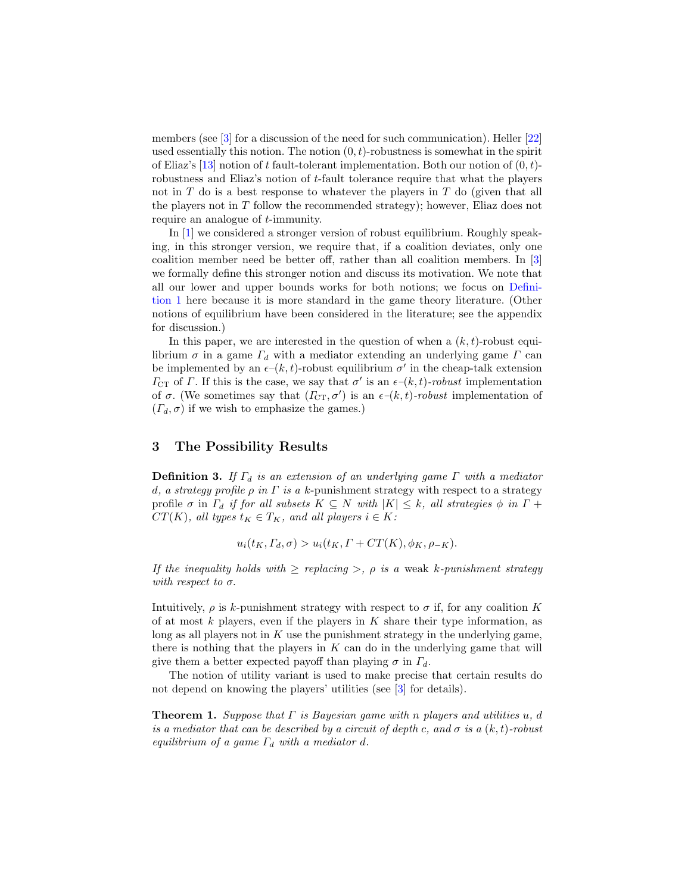members (see [3] for a discussion of the need for such communication). Heller [22] used essentially this notion. The notion $(0,t)$-robustness is somewhat in the spirit of Eliaz's [13] notion of $t$ fault-tolerant implementation. Both our notion of $(0,t)$-robustness and Eliaz's notion of $t$-fault tolerance require that what the players not in $T$ do is a best response to whatever the players in $T$ do (given that all the players not in $T$ follow the recommended strategy); however, Eliaz does not require an analogue of $t$-immunity.

In [1] we considered a stronger version of robust equilibrium. Roughly speaking, in this stronger version, we require that, if a coalition deviates, only one coalition member need be better off, rather than all coalition members. In [3] we formally define this stronger notion and discuss its motivation. We note that all our lower and upper bounds works for both notions; we focus on Definition 1 here because it is more standard in the game theory literature. (Other notions of equilibrium have been considered in the literature; see the appendix for discussion.)

In this paper, we are interested in the question of when a $(k,t)$-robust equilibrium $\sigma$ in a game $\Gamma_d$ with a mediator extending an underlying game $\Gamma$ can be implemented by an $\epsilon$–$(k,t)$-robust equilibrium $\sigma'$ in the cheap-talk extension $\Gamma_{\rm CT}$ of $\Gamma$. If this is the case, we say that $\sigma'$ is an $\epsilon$–$(k,t)$-*robust* implementation of $\sigma$. (We sometimes say that $(\Gamma_{\rm CT},\sigma')$ is an $\epsilon$–$(k,t)$-*robust* implementation of $(\Gamma_d,\sigma)$ if we wish to emphasize the games.)

## 3 The Possibility Results

**Definition 3.** *If $\Gamma_d$ is an extension of an underlying game $\Gamma$ with a mediator $d$, a strategy profile $\rho$ in $\Gamma$ is a $k$-*punishment strategy *with respect to a strategy profile $\sigma$ in $\Gamma_d$ if for all subsets $K \subseteq N$ with $|K| \leq k$, all strategies $\phi$ in $\Gamma + CT(K)$, all types $t_K \in T_K$, and all players $i \in K$:*

$$u_i(t_K,\Gamma_d,\sigma) > u_i(t_K,\Gamma + CT(K),\phi_K,\rho_{-K}).$$

*If the inequality holds with $\geq$ replacing $>$, $\rho$ is a* weak $k$-*punishment strategy with respect to $\sigma$.*

Intuitively, $\rho$ is $k$-punishment strategy with respect to $\sigma$ if, for any coalition $K$ of at most $k$ players, even if the players in $K$ share their type information, as long as all players not in $K$ use the punishment strategy in the underlying game, there is nothing that the players in $K$ can do in the underlying game that will give them a better expected payoff than playing $\sigma$ in $\Gamma_d$.

The notion of utility variant is used to make precise that certain results do not depend on knowing the players' utilities (see [3] for details).

**Theorem 1.** *Suppose that $\Gamma$ is Bayesian game with $n$ players and utilities $u$, $d$ is a mediator that can be described by a circuit of depth $c$, and $\sigma$ is a $(k,t)$-robust equilibrium of a game $\Gamma_d$ with a mediator $d$.*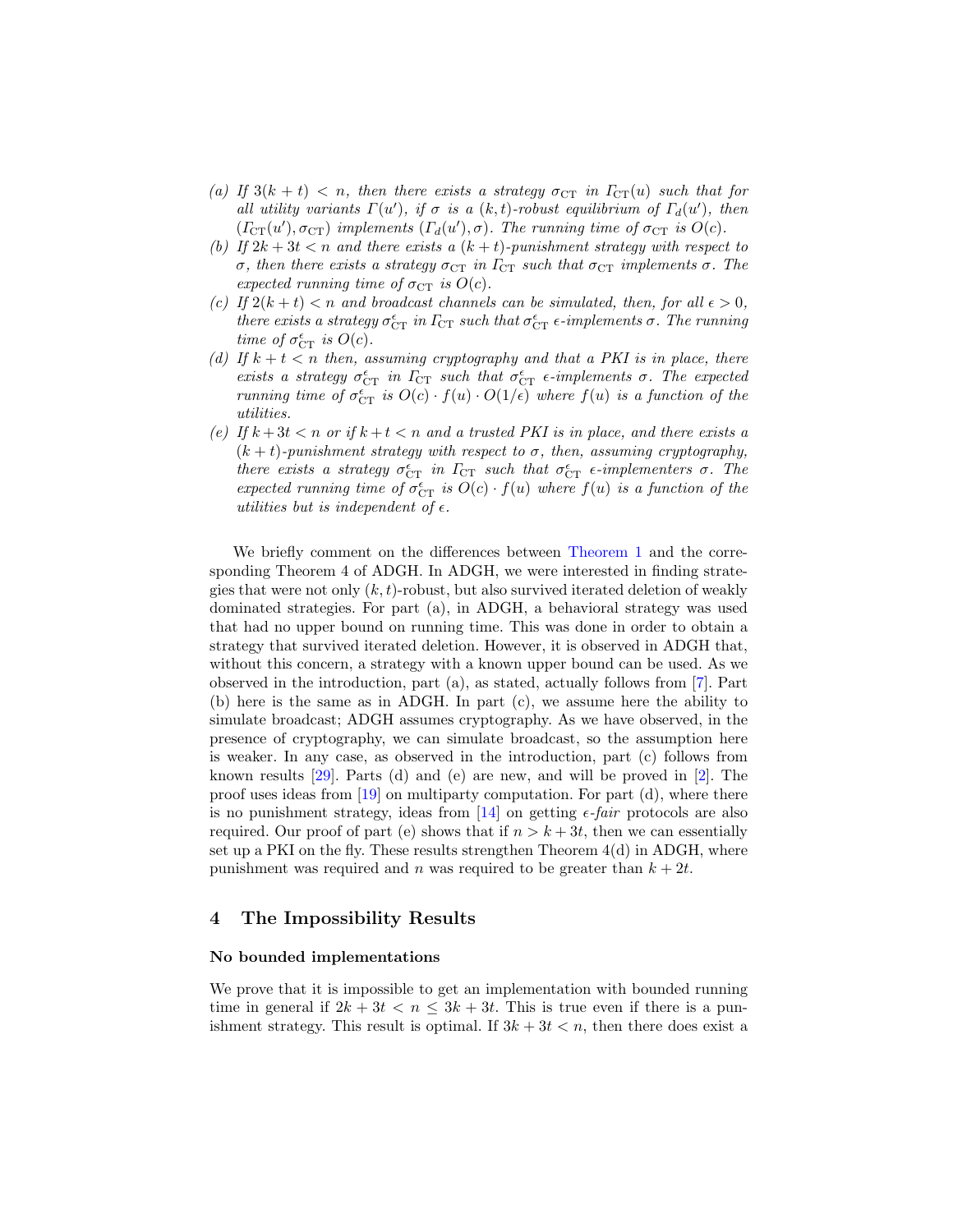(a) *If $3(k+t) < n$, then there exists a strategy $\sigma_{\mathrm{CT}}$ in $\Gamma_{\mathrm{CT}}(u)$ such that for all utility variants $\Gamma(u')$, if $\sigma$ is a $(k,t)$-robust equilibrium of $\Gamma_d(u')$, then $(\Gamma_{\mathrm{CT}}(u'), \sigma_{\mathrm{CT}})$ implements $(\Gamma_d(u'), \sigma)$. The running time of $\sigma_{\mathrm{CT}}$ is $O(c)$.*

(b) *If $2k + 3t < n$ and there exists a $(k+t)$-punishment strategy with respect to $\sigma$, then there exists a strategy $\sigma_{\mathrm{CT}}$ in $\Gamma_{\mathrm{CT}}$ such that $\sigma_{\mathrm{CT}}$ implements $\sigma$. The expected running time of $\sigma_{\mathrm{CT}}$ is $O(c)$.*

(c) *If $2(k+t) < n$ and broadcast channels can be simulated, then, for all $\epsilon > 0$, there exists a strategy $\sigma^{\epsilon}_{\mathrm{CT}}$ in $\Gamma_{\mathrm{CT}}$ such that $\sigma^{\epsilon}_{\mathrm{CT}}$ $\epsilon$-implements $\sigma$. The running time of $\sigma^{\epsilon}_{\mathrm{CT}}$ is $O(c)$.*

(d) *If $k + t < n$ then, assuming cryptography and that a PKI is in place, there exists a strategy $\sigma^{\epsilon}_{\mathrm{CT}}$ in $\Gamma_{\mathrm{CT}}$ such that $\sigma^{\epsilon}_{\mathrm{CT}}$ $\epsilon$-implements $\sigma$. The expected running time of $\sigma^{\epsilon}_{\mathrm{CT}}$ is $O(c) \cdot f(u) \cdot O(1/\epsilon)$ where $f(u)$ is a function of the utilities.*

(e) *If $k+3t < n$ or if $k+t < n$ and a trusted PKI is in place, and there exists a $(k+t)$-punishment strategy with respect to $\sigma$, then, assuming cryptography, there exists a strategy $\sigma^{\epsilon}_{\mathrm{CT}}$ in $\Gamma_{\mathrm{CT}}$ such that $\sigma^{\epsilon}_{\mathrm{CT}}$ $\epsilon$-implementers $\sigma$. The expected running time of $\sigma^{\epsilon}_{\mathrm{CT}}$ is $O(c) \cdot f(u)$ where $f(u)$ is a function of the utilities but is independent of $\epsilon$.*

We briefly comment on the differences between Theorem 1 and the corresponding Theorem 4 of ADGH. In ADGH, we were interested in finding strategies that were not only $(k,t)$-robust, but also survived iterated deletion of weakly dominated strategies. For part (a), in ADGH, a behavioral strategy was used that had no upper bound on running time. This was done in order to obtain a strategy that survived iterated deletion. However, it is observed in ADGH that, without this concern, a strategy with a known upper bound can be used. As we observed in the introduction, part (a), as stated, actually follows from [7]. Part (b) here is the same as in ADGH. In part (c), we assume here the ability to simulate broadcast; ADGH assumes cryptography. As we have observed, in the presence of cryptography, we can simulate broadcast, so the assumption here is weaker. In any case, as observed in the introduction, part (c) follows from known results [29]. Parts (d) and (e) are new, and will be proved in [2]. The proof uses ideas from [19] on multiparty computation. For part (d), where there is no punishment strategy, ideas from [14] on getting *$\epsilon$-fair* protocols are also required. Our proof of part (e) shows that if $n > k + 3t$, then we can essentially set up a PKI on the fly. These results strengthen Theorem 4(d) in ADGH, where punishment was required and $n$ was required to be greater than $k + 2t$.

## 4 The Impossibility Results

**No bounded implementations**

We prove that it is impossible to get an implementation with bounded running time in general if $2k + 3t < n \leq 3k + 3t$. This is true even if there is a punishment strategy. This result is optimal. If $3k + 3t < n$, then there does exist a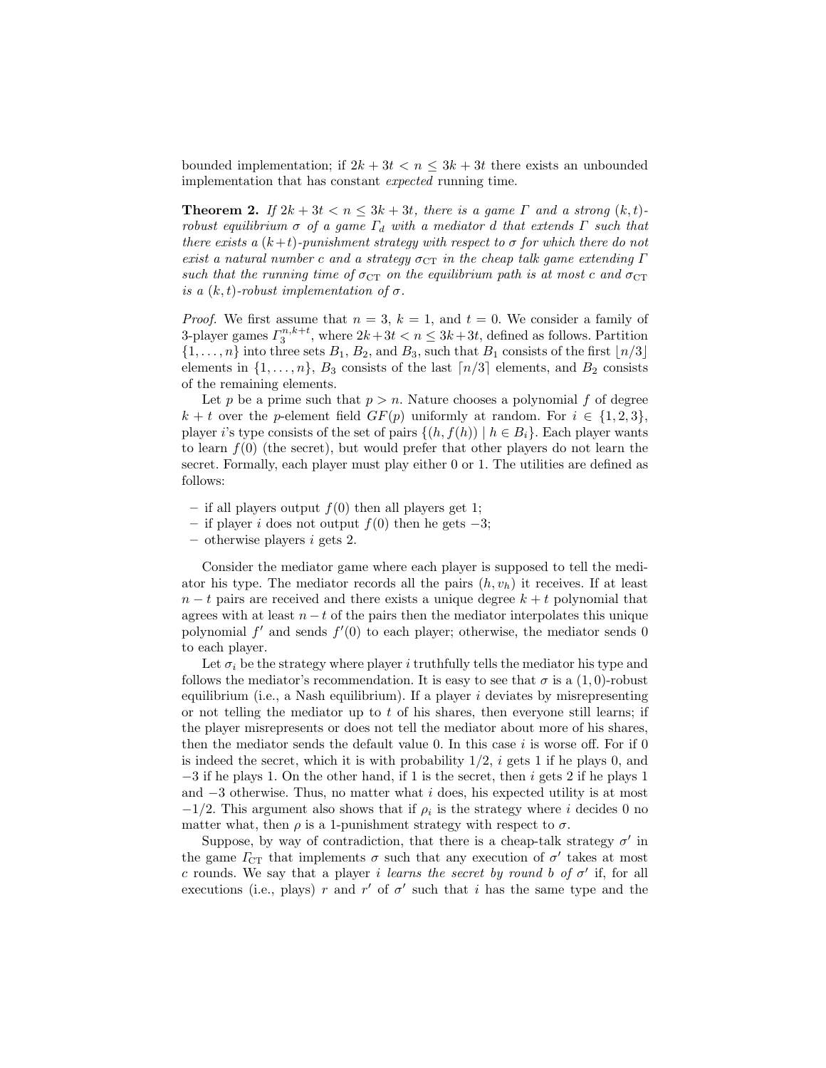bounded implementation; if $2k + 3t < n \leq 3k + 3t$ there exists an unbounded implementation that has constant *expected* running time.

**Theorem 2.** *If $2k + 3t < n \leq 3k + 3t$, there is a game $\Gamma$ and a strong $(k,t)$-robust equilibrium $\sigma$ of a game $\Gamma_d$ with a mediator $d$ that extends $\Gamma$ such that there exists a $(k+t)$-punishment strategy with respect to $\sigma$ for which there do not exist a natural number $c$ and a strategy $\sigma_{\mathrm{CT}}$ in the cheap talk game extending $\Gamma$ such that the running time of $\sigma_{\mathrm{CT}}$ on the equilibrium path is at most $c$ and $\sigma_{\mathrm{CT}}$ is a $(k,t)$-robust implementation of $\sigma$.*

*Proof.* We first assume that $n = 3$, $k = 1$, and $t = 0$. We consider a family of 3-player games $\Gamma_3^{n,k+t}$, where $2k+3t < n \leq 3k+3t$, defined as follows. Partition $\{1,\ldots,n\}$ into three sets $B_1$, $B_2$, and $B_3$, such that $B_1$ consists of the first $\lfloor n/3 \rfloor$ elements in $\{1,\ldots,n\}$, $B_3$ consists of the last $\lceil n/3 \rceil$ elements, and $B_2$ consists of the remaining elements.

Let $p$ be a prime such that $p > n$. Nature chooses a polynomial $f$ of degree $k+t$ over the $p$-element field $GF(p)$ uniformly at random. For $i \in \{1,2,3\}$, player $i$'s type consists of the set of pairs $\{(h, f(h)) \mid h \in B_i\}$. Each player wants to learn $f(0)$ (the secret), but would prefer that other players do not learn the secret. Formally, each player must play either 0 or 1. The utilities are defined as follows:

- if all players output $f(0)$ then all players get 1;
- if player $i$ does not output $f(0)$ then he gets $-3$;
- otherwise players $i$ gets 2.

Consider the mediator game where each player is supposed to tell the mediator his type. The mediator records all the pairs $(h, v_h)$ it receives. If at least $n-t$ pairs are received and there exists a unique degree $k+t$ polynomial that agrees with at least $n-t$ of the pairs then the mediator interpolates this unique polynomial $f'$ and sends $f'(0)$ to each player; otherwise, the mediator sends 0 to each player.

Let $\sigma_i$ be the strategy where player $i$ truthfully tells the mediator his type and follows the mediator's recommendation. It is easy to see that $\sigma$ is a $(1,0)$-robust equilibrium (i.e., a Nash equilibrium). If a player $i$ deviates by misrepresenting or not telling the mediator up to $t$ of his shares, then everyone still learns; if the player misrepresents or does not tell the mediator about more of his shares, then the mediator sends the default value 0. In this case $i$ is worse off. For if 0 is indeed the secret, which it is with probability $1/2$, $i$ gets 1 if he plays 0, and $-3$ if he plays 1. On the other hand, if 1 is the secret, then $i$ gets 2 if he plays 1 and $-3$ otherwise. Thus, no matter what $i$ does, his expected utility is at most $-1/2$. This argument also shows that if $\rho_i$ is the strategy where $i$ decides 0 no matter what, then $\rho$ is a 1-punishment strategy with respect to $\sigma$.

Suppose, by way of contradiction, that there is a cheap-talk strategy $\sigma'$ in the game $\Gamma_{\mathrm{CT}}$ that implements $\sigma$ such that any execution of $\sigma'$ takes at most $c$ rounds. We say that a player $i$ *learns the secret by round $b$ of $\sigma'$* if, for all executions (i.e., plays) $r$ and $r'$ of $\sigma'$ such that $i$ has the same type and the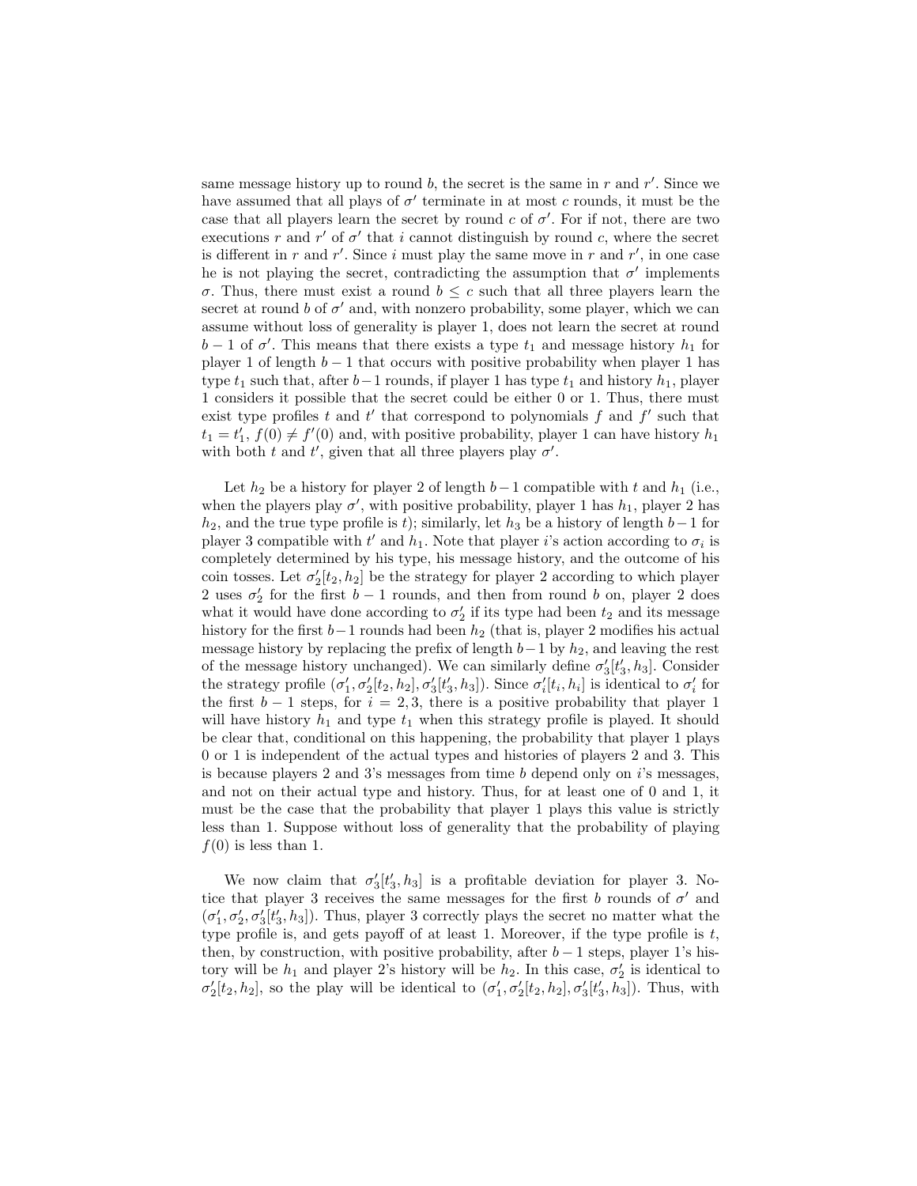same message history up to round $b$, the secret is the same in $r$ and $r'$. Since we have assumed that all plays of $\sigma'$ terminate in at most $c$ rounds, it must be the case that all players learn the secret by round $c$ of $\sigma'$. For if not, there are two executions $r$ and $r'$ of $\sigma'$ that $i$ cannot distinguish by round $c$, where the secret is different in $r$ and $r'$. Since $i$ must play the same move in $r$ and $r'$, in one case he is not playing the secret, contradicting the assumption that $\sigma'$ implements $\sigma$. Thus, there must exist a round $b \leq c$ such that all three players learn the secret at round $b$ of $\sigma'$ and, with nonzero probability, some player, which we can assume without loss of generality is player 1, does not learn the secret at round $b-1$ of $\sigma'$. This means that there exists a type $t_1$ and message history $h_1$ for player 1 of length $b-1$ that occurs with positive probability when player 1 has type $t_1$ such that, after $b-1$ rounds, if player 1 has type $t_1$ and history $h_1$, player 1 considers it possible that the secret could be either 0 or 1. Thus, there must exist type profiles $t$ and $t'$ that correspond to polynomials $f$ and $f'$ such that $t_1 = t_1'$, $f(0) \neq f'(0)$ and, with positive probability, player 1 can have history $h_1$ with both $t$ and $t'$, given that all three players play $\sigma'$.

Let $h_2$ be a history for player 2 of length $b-1$ compatible with $t$ and $h_1$ (i.e., when the players play $\sigma'$, with positive probability, player 1 has $h_1$, player 2 has $h_2$, and the true type profile is $t$); similarly, let $h_3$ be a history of length $b-1$ for player 3 compatible with $t'$ and $h_1$. Note that player $i$'s action according to $\sigma_i$ is completely determined by his type, his message history, and the outcome of his coin tosses. Let $\sigma_2'[t_2, h_2]$ be the strategy for player 2 according to which player 2 uses $\sigma_2'$ for the first $b-1$ rounds, and then from round $b$ on, player 2 does what it would have done according to $\sigma_2'$ if its type had been $t_2$ and its message history for the first $b-1$ rounds had been $h_2$ (that is, player 2 modifies his actual message history by replacing the prefix of length $b-1$ by $h_2$, and leaving the rest of the message history unchanged). We can similarly define $\sigma_3'[t_3', h_3]$. Consider the strategy profile $(\sigma_1', \sigma_2'[t_2, h_2], \sigma_3'[t_3', h_3])$. Since $\sigma_i'[t_i, h_i]$ is identical to $\sigma_i'$ for the first $b-1$ steps, for $i = 2, 3$, there is a positive probability that player 1 will have history $h_1$ and type $t_1$ when this strategy profile is played. It should be clear that, conditional on this happening, the probability that player 1 plays 0 or 1 is independent of the actual types and histories of players 2 and 3. This is because players 2 and 3's messages from time $b$ depend only on $i$'s messages, and not on their actual type and history. Thus, for at least one of 0 and 1, it must be the case that the probability that player 1 plays this value is strictly less than 1. Suppose without loss of generality that the probability of playing $f(0)$ is less than 1.

We now claim that $\sigma_3'[t_3', h_3]$ is a profitable deviation for player 3. Notice that player 3 receives the same messages for the first $b$ rounds of $\sigma'$ and $(\sigma_1', \sigma_2', \sigma_3'[t_3', h_3])$. Thus, player 3 correctly plays the secret no matter what the type profile is, and gets payoff of at least 1. Moreover, if the type profile is $t$, then, by construction, with positive probability, after $b-1$ steps, player 1's history will be $h_1$ and player 2's history will be $h_2$. In this case, $\sigma_2'$ is identical to $\sigma_2'[t_2, h_2]$, so the play will be identical to $(\sigma_1', \sigma_2'[t_2, h_2], \sigma_3'[t_3', h_3])$. Thus, with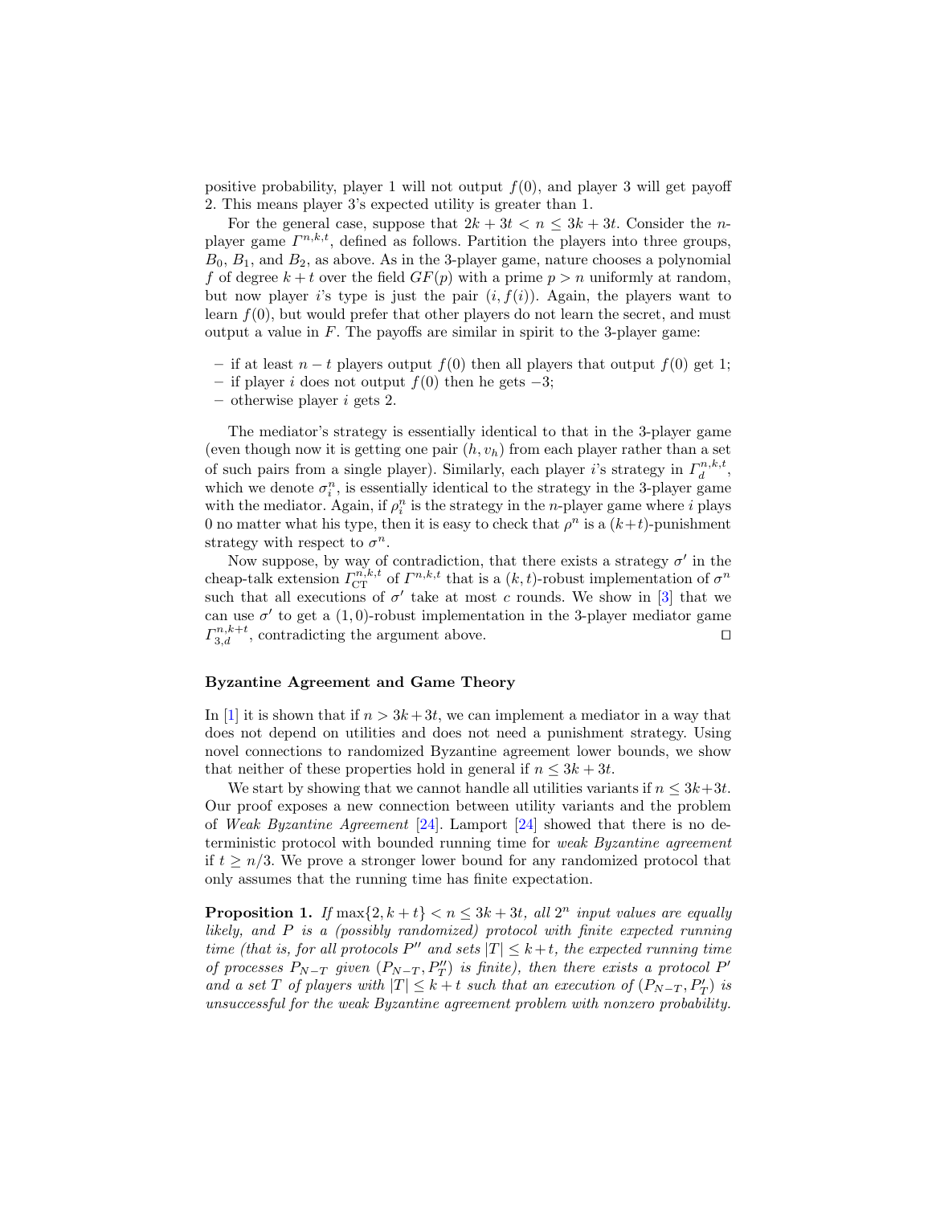positive probability, player 1 will not output $f(0)$, and player 3 will get payoff 2. This means player 3's expected utility is greater than 1.

For the general case, suppose that $2k + 3t < n \leq 3k + 3t$. Consider the $n$-player game $\Gamma^{n,k,t}$, defined as follows. Partition the players into three groups, $B_0$, $B_1$, and $B_2$, as above. As in the 3-player game, nature chooses a polynomial $f$ of degree $k+t$ over the field $GF(p)$ with a prime $p > n$ uniformly at random, but now player $i$'s type is just the pair $(i, f(i))$. Again, the players want to learn $f(0)$, but would prefer that other players do not learn the secret, and must output a value in $F$. The payoffs are similar in spirit to the 3-player game:

- if at least $n - t$ players output $f(0)$ then all players that output $f(0)$ get 1;
- if player $i$ does not output $f(0)$ then he gets $-3$;
- otherwise player $i$ gets 2.

The mediator's strategy is essentially identical to that in the 3-player game (even though now it is getting one pair $(h, v_h)$ from each player rather than a set of such pairs from a single player). Similarly, each player $i$'s strategy in $\Gamma_d^{n,k,t}$, which we denote $\sigma_i^n$, is essentially identical to the strategy in the 3-player game with the mediator. Again, if $\rho_i^n$ is the strategy in the $n$-player game where $i$ plays 0 no matter what his type, then it is easy to check that $\rho^n$ is a $(k+t)$-punishment strategy with respect to $\sigma^n$.

Now suppose, by way of contradiction, that there exists a strategy $\sigma'$ in the cheap-talk extension $\Gamma_{\mathrm{CT}}^{n,k,t}$ of $\Gamma^{n,k,t}$ that is a $(k,t)$-robust implementation of $\sigma^n$ such that all executions of $\sigma'$ take at most $c$ rounds. We show in [3] that we can use $\sigma'$ to get a $(1,0)$-robust implementation in the 3-player mediator game $\Gamma_{3,d}^{n,k+t}$, contradicting the argument above. ◻

### Byzantine Agreement and Game Theory

In [1] it is shown that if $n > 3k+3t$, we can implement a mediator in a way that does not depend on utilities and does not need a punishment strategy. Using novel connections to randomized Byzantine agreement lower bounds, we show that neither of these properties hold in general if $n \leq 3k + 3t$.

We start by showing that we cannot handle all utilities variants if $n \leq 3k+3t$. Our proof exposes a new connection between utility variants and the problem of *Weak Byzantine Agreement* [24]. Lamport [24] showed that there is no deterministic protocol with bounded running time for *weak Byzantine agreement* if $t \geq n/3$. We prove a stronger lower bound for any randomized protocol that only assumes that the running time has finite expectation.

**Proposition 1.** *If $\max\{2, k+t\} < n \leq 3k+3t$, all $2^n$ input values are equally likely, and $P$ is a (possibly randomized) protocol with finite expected running time (that is, for all protocols $P''$ and sets $|T| \leq k+t$, the expected running time of processes $P_{N-T}$ given $(P_{N-T}, P''_T)$ is finite), then there exists a protocol $P'$ and a set $T$ of players with $|T| \leq k+t$ such that an execution of $(P_{N-T}, P'_T)$ is unsuccessful for the weak Byzantine agreement problem with nonzero probability.*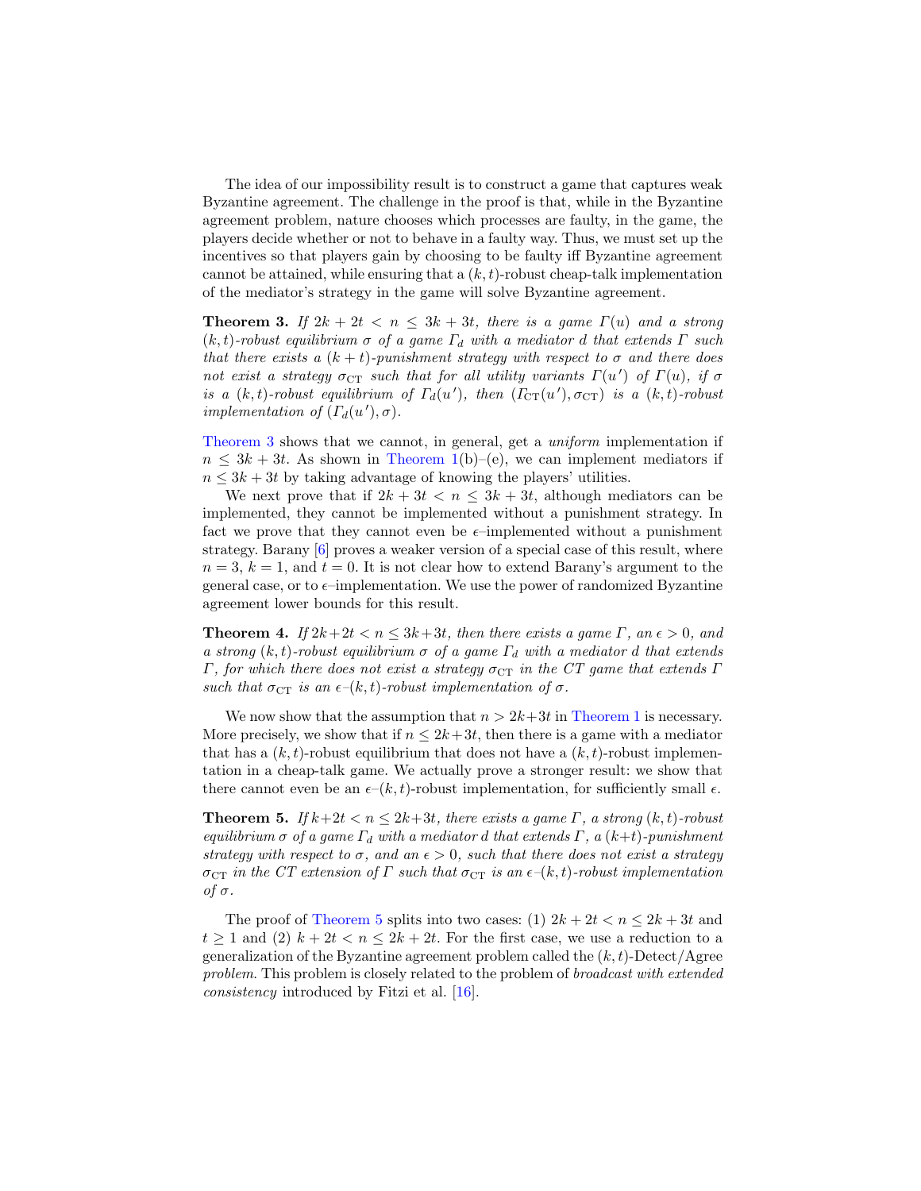The idea of our impossibility result is to construct a game that captures weak Byzantine agreement. The challenge in the proof is that, while in the Byzantine agreement problem, nature chooses which processes are faulty, in the game, the players decide whether or not to behave in a faulty way. Thus, we must set up the incentives so that players gain by choosing to be faulty iff Byzantine agreement cannot be attained, while ensuring that a $(k,t)$-robust cheap-talk implementation of the mediator's strategy in the game will solve Byzantine agreement.

**Theorem 3.** *If $2k+2t < n \leq 3k+3t$, there is a game $\Gamma(u)$ and a strong $(k,t)$-robust equilibrium $\sigma$ of a game $\Gamma_d$ with a mediator $d$ that extends $\Gamma$ such that there exists a $(k+t)$-punishment strategy with respect to $\sigma$ and there does not exist a strategy $\sigma_{\mathrm{CT}}$ such that for all utility variants $\Gamma(u')$ of $\Gamma(u)$, if $\sigma$ is a $(k,t)$-robust equilibrium of $\Gamma_d(u')$, then $(\Gamma_{\mathrm{CT}}(u'), \sigma_{\mathrm{CT}})$ is a $(k,t)$-robust implementation of $(\Gamma_d(u'), \sigma)$.*

Theorem 3 shows that we cannot, in general, get a *uniform* implementation if $n \leq 3k+3t$. As shown in Theorem 1(b)–(e), we can implement mediators if $n \leq 3k+3t$ by taking advantage of knowing the players' utilities.

We next prove that if $2k+3t < n \leq 3k+3t$, although mediators can be implemented, they cannot be implemented without a punishment strategy. In fact we prove that they cannot even be $\epsilon$–implemented without a punishment strategy. Barany [6] proves a weaker version of a special case of this result, where $n = 3$, $k = 1$, and $t = 0$. It is not clear how to extend Barany's argument to the general case, or to $\epsilon$–implementation. We use the power of randomized Byzantine agreement lower bounds for this result.

**Theorem 4.** *If $2k+2t < n \leq 3k+3t$, then there exists a game $\Gamma$, an $\epsilon > 0$, and a strong $(k,t)$-robust equilibrium $\sigma$ of a game $\Gamma_d$ with a mediator $d$ that extends $\Gamma$, for which there does not exist a strategy $\sigma_{\mathrm{CT}}$ in the CT game that extends $\Gamma$ such that $\sigma_{\mathrm{CT}}$ is an $\epsilon$–$(k,t)$-robust implementation of $\sigma$.*

We now show that the assumption that $n > 2k+3t$ in Theorem 1 is necessary. More precisely, we show that if $n \leq 2k+3t$, then there is a game with a mediator that has a $(k,t)$-robust equilibrium that does not have a $(k,t)$-robust implementation in a cheap-talk game. We actually prove a stronger result: we show that there cannot even be an $\epsilon$–$(k,t)$-robust implementation, for sufficiently small $\epsilon$.

**Theorem 5.** *If $k+2t < n \leq 2k+3t$, there exists a game $\Gamma$, a strong $(k,t)$-robust equilibrium $\sigma$ of a game $\Gamma_d$ with a mediator $d$ that extends $\Gamma$, a $(k+t)$-punishment strategy with respect to $\sigma$, and an $\epsilon > 0$, such that there does not exist a strategy $\sigma_{\mathrm{CT}}$ in the CT extension of $\Gamma$ such that $\sigma_{\mathrm{CT}}$ is an $\epsilon$–$(k,t)$-robust implementation of $\sigma$.*

The proof of Theorem 5 splits into two cases: (1) $2k+2t < n \leq 2k+3t$ and $t \geq 1$ and (2) $k+2t < n \leq 2k+2t$. For the first case, we use a reduction to a generalization of the Byzantine agreement problem called the $(k,t)$-Detect/Agree *problem*. This problem is closely related to the problem of *broadcast with extended consistency* introduced by Fitzi et al. [16].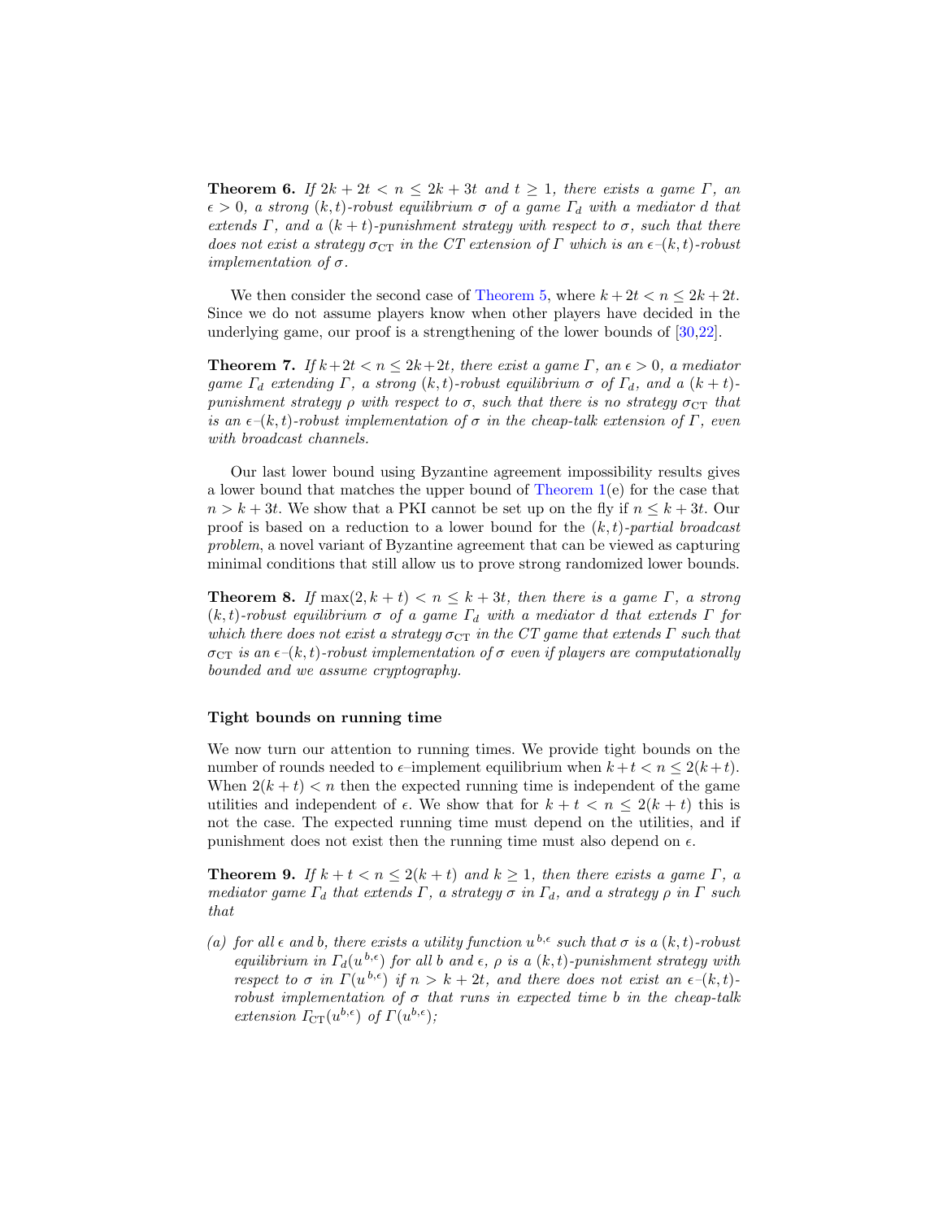**Theorem 6.** *If $2k + 2t < n \leq 2k + 3t$ and $t \geq 1$, there exists a game $\Gamma$, an $\epsilon > 0$, a strong $(k, t)$-robust equilibrium $\sigma$ of a game $\Gamma_d$ with a mediator $d$ that extends $\Gamma$, and a $(k + t)$-punishment strategy with respect to $\sigma$, such that there does not exist a strategy $\sigma_{\mathrm{CT}}$ in the CT extension of $\Gamma$ which is an $\epsilon$–$(k, t)$-robust implementation of $\sigma$.*

We then consider the second case of Theorem 5, where $k + 2t < n \leq 2k + 2t$. Since we do not assume players know when other players have decided in the underlying game, our proof is a strengthening of the lower bounds of [30,22].

**Theorem 7.** *If $k+2t < n \leq 2k+2t$, there exist a game $\Gamma$, an $\epsilon > 0$, a mediator game $\Gamma_d$ extending $\Gamma$, a strong $(k, t)$-robust equilibrium $\sigma$ of $\Gamma_d$, and a $(k + t)$-punishment strategy $\rho$ with respect to $\sigma$, such that there is no strategy $\sigma_{\mathrm{CT}}$ that is an $\epsilon$–$(k, t)$-robust implementation of $\sigma$ in the cheap-talk extension of $\Gamma$, even with broadcast channels.*

Our last lower bound using Byzantine agreement impossibility results gives a lower bound that matches the upper bound of Theorem 1(e) for the case that $n > k + 3t$. We show that a PKI cannot be set up on the fly if $n \leq k + 3t$. Our proof is based on a reduction to a lower bound for the $(k, t)$-*partial broadcast problem*, a novel variant of Byzantine agreement that can be viewed as capturing minimal conditions that still allow us to prove strong randomized lower bounds.

**Theorem 8.** *If $\max(2, k + t) < n \leq k + 3t$, then there is a game $\Gamma$, a strong $(k, t)$-robust equilibrium $\sigma$ of a game $\Gamma_d$ with a mediator $d$ that extends $\Gamma$ for which there does not exist a strategy $\sigma_{\mathrm{CT}}$ in the CT game that extends $\Gamma$ such that $\sigma_{\mathrm{CT}}$ is an $\epsilon$–$(k, t)$-robust implementation of $\sigma$ even if players are computationally bounded and we assume cryptography.*

#### Tight bounds on running time

We now turn our attention to running times. We provide tight bounds on the number of rounds needed to $\epsilon$–implement equilibrium when $k+t < n \leq 2(k+t)$. When $2(k + t) < n$ then the expected running time is independent of the game utilities and independent of $\epsilon$. We show that for $k + t < n \leq 2(k + t)$ this is not the case. The expected running time must depend on the utilities, and if punishment does not exist then the running time must also depend on $\epsilon$.

**Theorem 9.** *If $k + t < n \leq 2(k + t)$ and $k \geq 1$, then there exists a game $\Gamma$, a mediator game $\Gamma_d$ that extends $\Gamma$, a strategy $\sigma$ in $\Gamma_d$, and a strategy $\rho$ in $\Gamma$ such that*

*(a) for all $\epsilon$ and $b$, there exists a utility function $u^{b,\epsilon}$ such that $\sigma$ is a $(k, t)$-robust equilibrium in $\Gamma_d(u^{b,\epsilon})$ for all $b$ and $\epsilon$, $\rho$ is a $(k, t)$-punishment strategy with respect to $\sigma$ in $\Gamma(u^{b,\epsilon})$ if $n > k + 2t$, and there does not exist an $\epsilon$–$(k, t)$-robust implementation of $\sigma$ that runs in expected time $b$ in the cheap-talk extension $\Gamma_{\mathrm{CT}}(u^{b,\epsilon})$ of $\Gamma(u^{b,\epsilon})$;*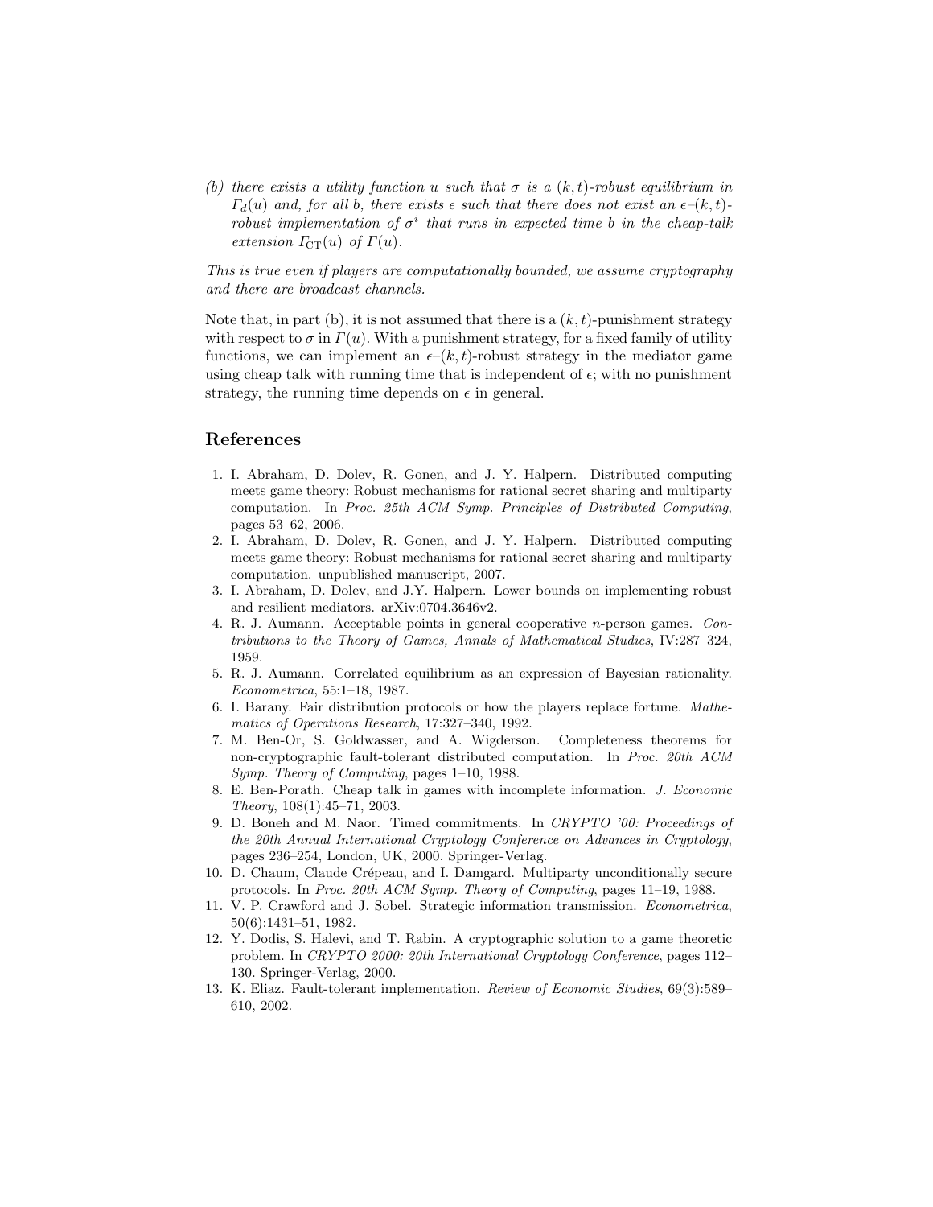(b) *there exists a utility function $u$ such that $\sigma$ is a $(k,t)$-robust equilibrium in $\Gamma_d(u)$ and, for all $b$, there exists $\epsilon$ such that there does not exist an $\epsilon$–$(k,t)$-robust implementation of $\sigma^i$ that runs in expected time $b$ in the cheap-talk extension $\Gamma_{\mathrm{CT}}(u)$ of $\Gamma(u)$.*

*This is true even if players are computationally bounded, we assume cryptography and there are broadcast channels.*

Note that, in part (b), it is not assumed that there is a $(k,t)$-punishment strategy with respect to $\sigma$ in $\Gamma(u)$. With a punishment strategy, for a fixed family of utility functions, we can implement an $\epsilon$–$(k,t)$-robust strategy in the mediator game using cheap talk with running time that is independent of $\epsilon$; with no punishment strategy, the running time depends on $\epsilon$ in general.

## References

1. I. Abraham, D. Dolev, R. Gonen, and J. Y. Halpern. Distributed computing meets game theory: Robust mechanisms for rational secret sharing and multiparty computation. In *Proc. 25th ACM Symp. Principles of Distributed Computing*, pages 53–62, 2006.
2. I. Abraham, D. Dolev, R. Gonen, and J. Y. Halpern. Distributed computing meets game theory: Robust mechanisms for rational secret sharing and multiparty computation. unpublished manuscript, 2007.
3. I. Abraham, D. Dolev, and J.Y. Halpern. Lower bounds on implementing robust and resilient mediators. arXiv:0704.3646v2.
4. R. J. Aumann. Acceptable points in general cooperative $n$-person games. *Contributions to the Theory of Games, Annals of Mathematical Studies*, IV:287–324, 1959.
5. R. J. Aumann. Correlated equilibrium as an expression of Bayesian rationality. *Econometrica*, 55:1–18, 1987.
6. I. Barany. Fair distribution protocols or how the players replace fortune. *Mathematics of Operations Research*, 17:327–340, 1992.
7. M. Ben-Or, S. Goldwasser, and A. Wigderson. Completeness theorems for non-cryptographic fault-tolerant distributed computation. In *Proc. 20th ACM Symp. Theory of Computing*, pages 1–10, 1988.
8. E. Ben-Porath. Cheap talk in games with incomplete information. *J. Economic Theory*, 108(1):45–71, 2003.
9. D. Boneh and M. Naor. Timed commitments. In *CRYPTO '00: Proceedings of the 20th Annual International Cryptology Conference on Advances in Cryptology*, pages 236–254, London, UK, 2000. Springer-Verlag.
10. D. Chaum, Claude Crépeau, and I. Damgard. Multiparty unconditionally secure protocols. In *Proc. 20th ACM Symp. Theory of Computing*, pages 11–19, 1988.
11. V. P. Crawford and J. Sobel. Strategic information transmission. *Econometrica*, 50(6):1431–51, 1982.
12. Y. Dodis, S. Halevi, and T. Rabin. A cryptographic solution to a game theoretic problem. In *CRYPTO 2000: 20th International Cryptology Conference*, pages 112–130. Springer-Verlag, 2000.
13. K. Eliaz. Fault-tolerant implementation. *Review of Economic Studies*, 69(3):589–610, 2002.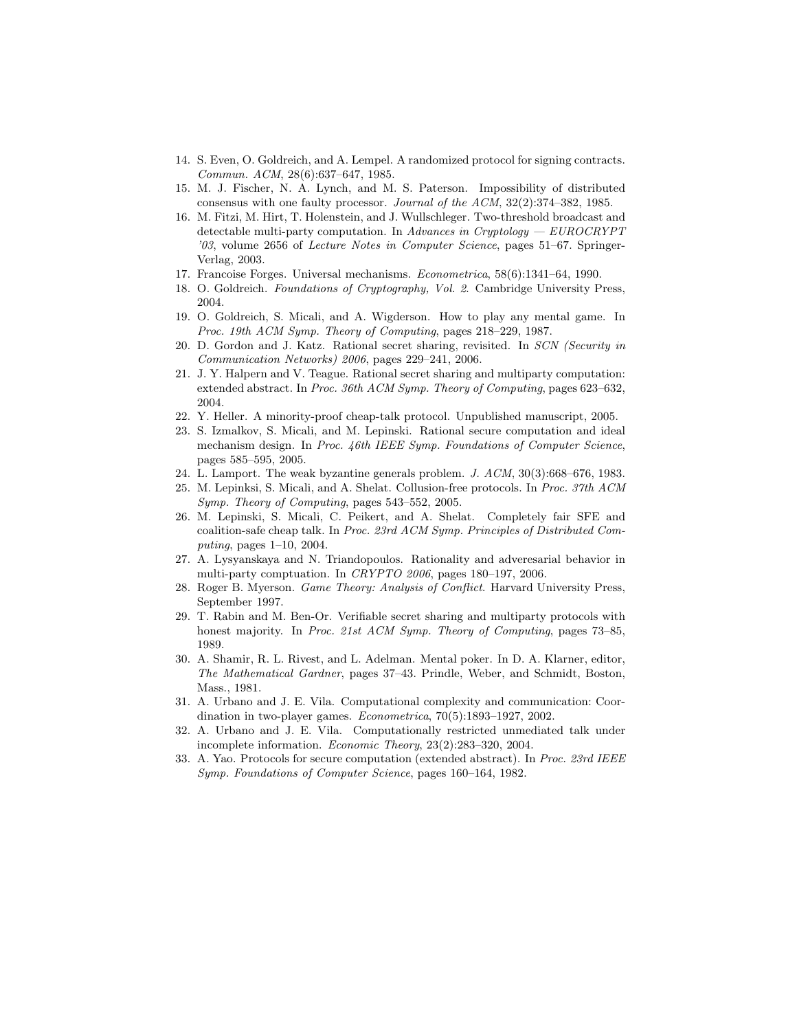14. S. Even, O. Goldreich, and A. Lempel. A randomized protocol for signing contracts. *Commun. ACM*, 28(6):637–647, 1985.
15. M. J. Fischer, N. A. Lynch, and M. S. Paterson. Impossibility of distributed consensus with one faulty processor. *Journal of the ACM*, 32(2):374–382, 1985.
16. M. Fitzi, M. Hirt, T. Holenstein, and J. Wullschleger. Two-threshold broadcast and detectable multi-party computation. In *Advances in Cryptology — EUROCRYPT '03*, volume 2656 of *Lecture Notes in Computer Science*, pages 51–67. Springer-Verlag, 2003.
17. Francoise Forges. Universal mechanisms. *Econometrica*, 58(6):1341–64, 1990.
18. O. Goldreich. *Foundations of Cryptography, Vol. 2*. Cambridge University Press, 2004.
19. O. Goldreich, S. Micali, and A. Wigderson. How to play any mental game. In *Proc. 19th ACM Symp. Theory of Computing*, pages 218–229, 1987.
20. D. Gordon and J. Katz. Rational secret sharing, revisited. In *SCN (Security in Communication Networks) 2006*, pages 229–241, 2006.
21. J. Y. Halpern and V. Teague. Rational secret sharing and multiparty computation: extended abstract. In *Proc. 36th ACM Symp. Theory of Computing*, pages 623–632, 2004.
22. Y. Heller. A minority-proof cheap-talk protocol. Unpublished manuscript, 2005.
23. S. Izmalkov, S. Micali, and M. Lepinski. Rational secure computation and ideal mechanism design. In *Proc. 46th IEEE Symp. Foundations of Computer Science*, pages 585–595, 2005.
24. L. Lamport. The weak byzantine generals problem. *J. ACM*, 30(3):668–676, 1983.
25. M. Lepinksi, S. Micali, and A. Shelat. Collusion-free protocols. In *Proc. 37th ACM Symp. Theory of Computing*, pages 543–552, 2005.
26. M. Lepinski, S. Micali, C. Peikert, and A. Shelat. Completely fair SFE and coalition-safe cheap talk. In *Proc. 23rd ACM Symp. Principles of Distributed Computing*, pages 1–10, 2004.
27. A. Lysyanskaya and N. Triandopoulos. Rationality and adveresarial behavior in multi-party comptuation. In *CRYPTO 2006*, pages 180–197, 2006.
28. Roger B. Myerson. *Game Theory: Analysis of Conflict*. Harvard University Press, September 1997.
29. T. Rabin and M. Ben-Or. Verifiable secret sharing and multiparty protocols with honest majority. In *Proc. 21st ACM Symp. Theory of Computing*, pages 73–85, 1989.
30. A. Shamir, R. L. Rivest, and L. Adelman. Mental poker. In D. A. Klarner, editor, *The Mathematical Gardner*, pages 37–43. Prindle, Weber, and Schmidt, Boston, Mass., 1981.
31. A. Urbano and J. E. Vila. Computational complexity and communication: Coordination in two-player games. *Econometrica*, 70(5):1893–1927, 2002.
32. A. Urbano and J. E. Vila. Computationally restricted unmediated talk under incomplete information. *Economic Theory*, 23(2):283–320, 2004.
33. A. Yao. Protocols for secure computation (extended abstract). In *Proc. 23rd IEEE Symp. Foundations of Computer Science*, pages 160–164, 1982.